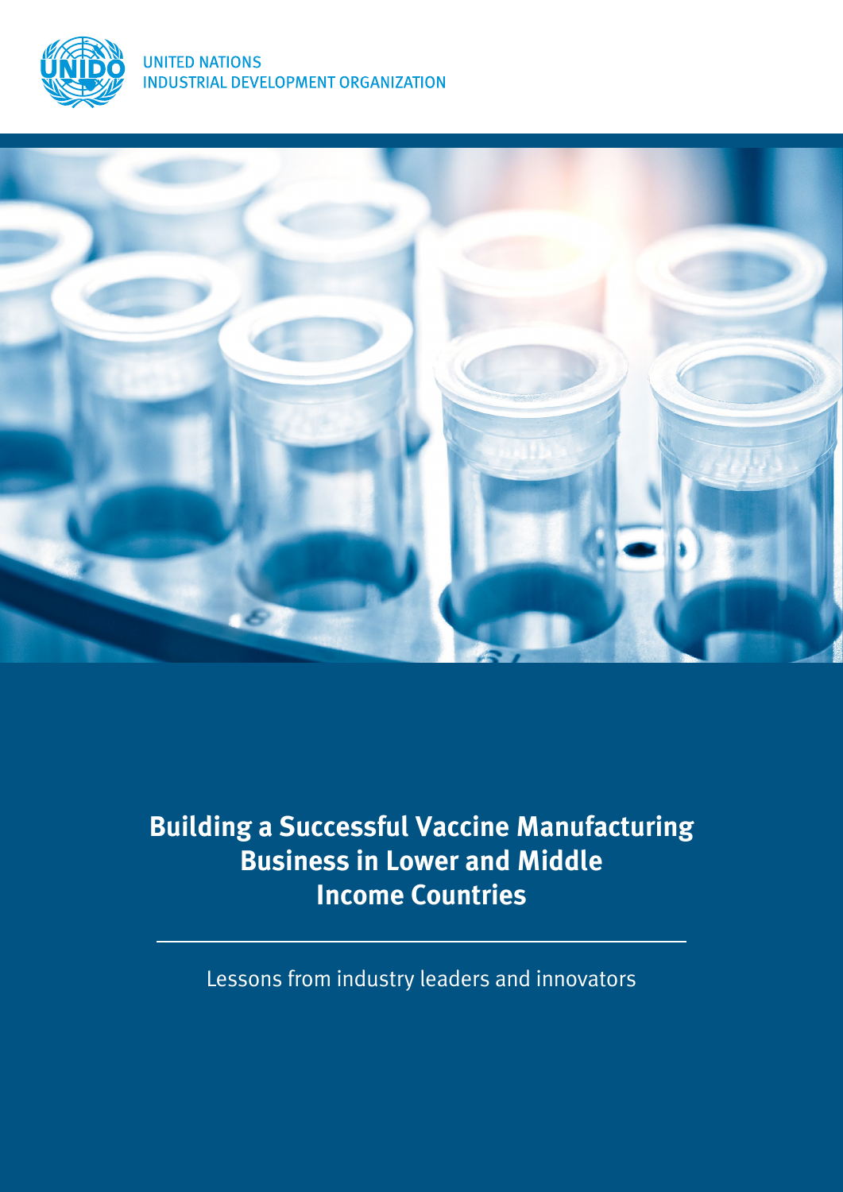UNITED NATIONS
INDUSTRIAL DEVELOPMENT ORGANIZATION

# Building a Successful Vaccine Manufacturing Business in Lower and Middle Income Countries

Lessons from industry leaders and innovators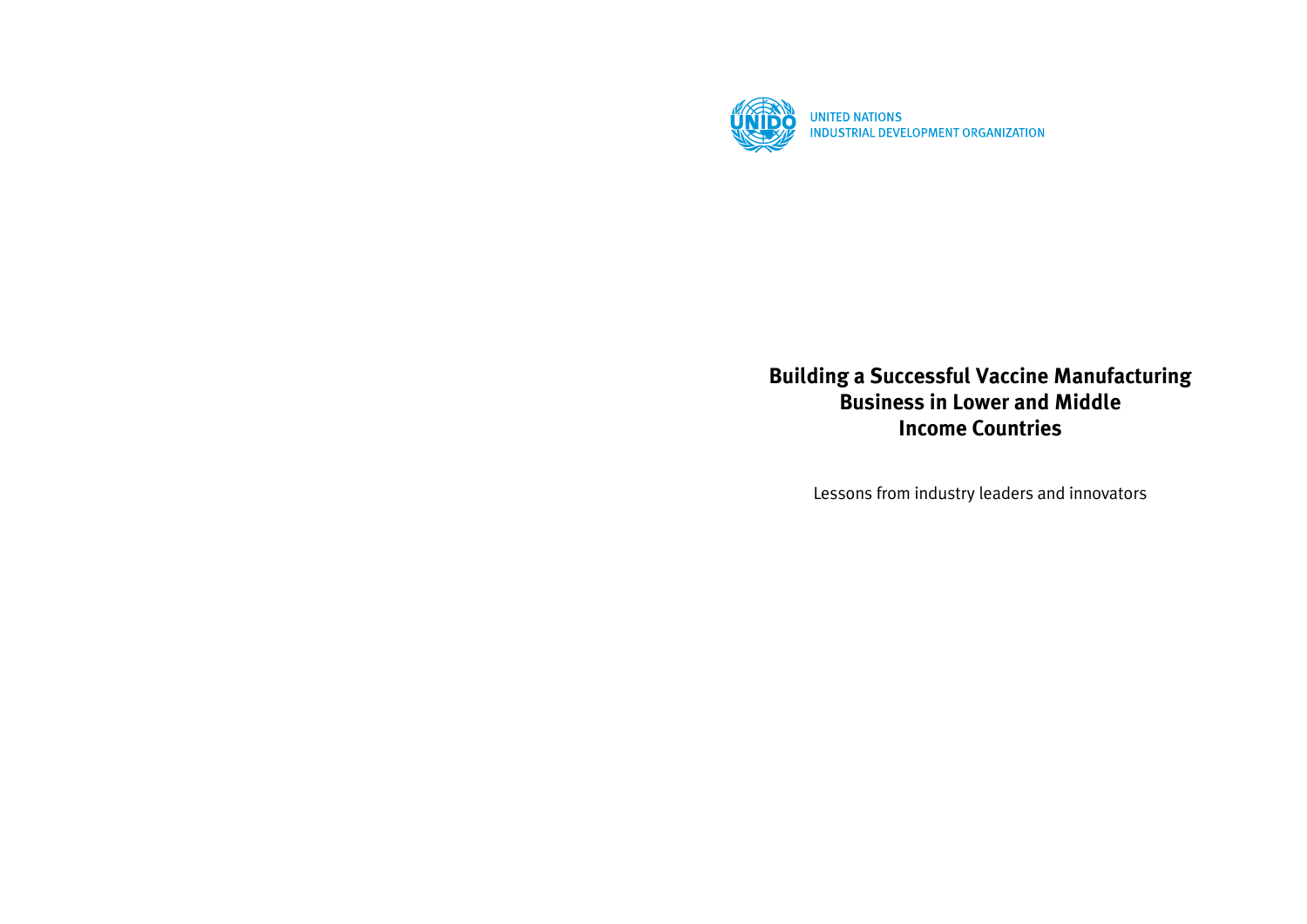UNITED NATIONS
INDUSTRIAL DEVELOPMENT ORGANIZATION

# Building a Successful Vaccine Manufacturing Business in Lower and Middle Income Countries

Lessons from industry leaders and innovators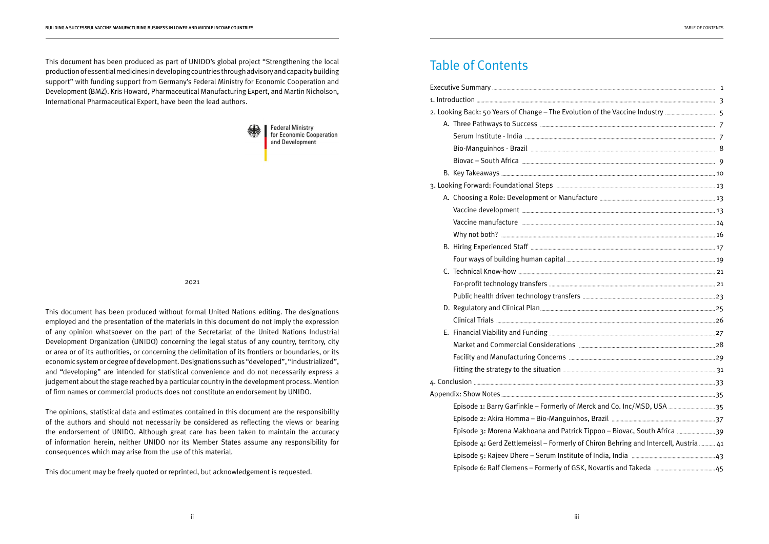This document has been produced as part of UNIDO's global project "Strengthening the local production of essential medicines in developing countries through advisory and capacity building support" with funding support from Germany's Federal Ministry for Economic Cooperation and Development (BMZ). Kris Howard, Pharmaceutical Manufacturing Expert, and Martin Nicholson, International Pharmaceutical Expert, have been the lead authors.

Federal Ministry for Economic Cooperation and Development

2021

This document has been produced without formal United Nations editing. The designations employed and the presentation of the materials in this document do not imply the expression of any opinion whatsoever on the part of the Secretariat of the United Nations Industrial Development Organization (UNIDO) concerning the legal status of any country, territory, city or area or of its authorities, or concerning the delimitation of its frontiers or boundaries, or its economic system or degree of development. Designations such as "developed", "industrialized", and "developing" are intended for statistical convenience and do not necessarily express a judgement about the stage reached by a particular country in the development process. Mention of firm names or commercial products does not constitute an endorsement by UNIDO.

The opinions, statistical data and estimates contained in this document are the responsibility of the authors and should not necessarily be considered as reflecting the views or bearing the endorsement of UNIDO. Although great care has been taken to maintain the accuracy of information herein, neither UNIDO nor its Member States assume any responsibility for consequences which may arise from the use of this material.

This document may be freely quoted or reprinted, but acknowledgement is requested.

# Table of Contents

- Executive Summary ... 1
- 1. Introduction ... 3
- 2. Looking Back: 50 Years of Change – The Evolution of the Vaccine Industry ... 5
  - A. Three Pathways to Success ... 7
    - Serum Institute - India ... 7
    - Bio-Manguinhos - Brazil ... 8
    - Biovac – South Africa ... 9
  - B. Key Takeaways ... 10
- 3. Looking Forward: Foundational Steps ... 13
  - A. Choosing a Role: Development or Manufacture ... 13
    - Vaccine development ... 13
    - Vaccine manufacture ... 14
    - Why not both? ... 16
  - B. Hiring Experienced Staff ... 17
    - Four ways of building human capital ... 19
  - C. Technical Know-how ... 21
    - For-profit technology transfers ... 21
    - Public health driven technology transfers ... 23
  - D. Regulatory and Clinical Plan ... 25
    - Clinical Trials ... 26
  - E. Financial Viability and Funding ... 27
    - Market and Commercial Considerations ... 28
    - Facility and Manufacturing Concerns ... 29
    - Fitting the strategy to the situation ... 31
- 4. Conclusion ... 33
- Appendix: Show Notes ... 35
  - Episode 1: Barry Garfinkle – Formerly of Merck and Co. Inc/MSD, USA ... 35
  - Episode 2: Akira Homma – Bio-Manguinhos, Brazil ... 37
  - Episode 3: Morena Makhoana and Patrick Tippoo – Biovac, South Africa ... 39
  - Episode 4: Gerd Zettlemeissl – Formerly of Chiron Behring and Intercell, Austria ... 41
  - Episode 5: Rajeev Dhere – Serum Institute of India, India ... 43
  - Episode 6: Ralf Clemens – Formerly of GSK, Novartis and Takeda ... 45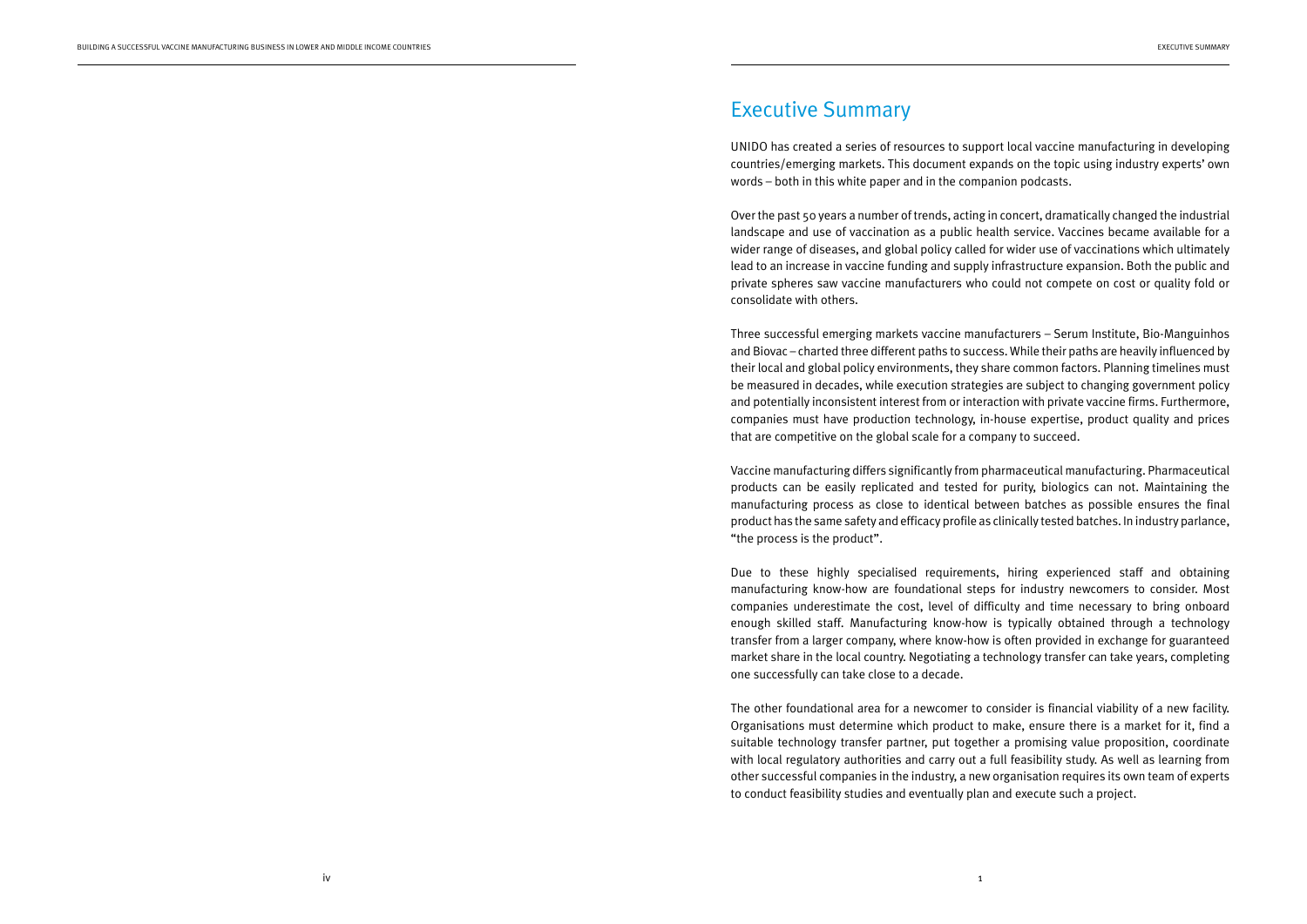# Executive Summary

UNIDO has created a series of resources to support local vaccine manufacturing in developing countries/emerging markets. This document expands on the topic using industry experts' own words – both in this white paper and in the companion podcasts.

Over the past 50 years a number of trends, acting in concert, dramatically changed the industrial landscape and use of vaccination as a public health service. Vaccines became available for a wider range of diseases, and global policy called for wider use of vaccinations which ultimately lead to an increase in vaccine funding and supply infrastructure expansion. Both the public and private spheres saw vaccine manufacturers who could not compete on cost or quality fold or consolidate with others.

Three successful emerging markets vaccine manufacturers – Serum Institute, Bio-Manguinhos and Biovac – charted three different paths to success. While their paths are heavily influenced by their local and global policy environments, they share common factors. Planning timelines must be measured in decades, while execution strategies are subject to changing government policy and potentially inconsistent interest from or interaction with private vaccine firms. Furthermore, companies must have production technology, in-house expertise, product quality and prices that are competitive on the global scale for a company to succeed.

Vaccine manufacturing differs significantly from pharmaceutical manufacturing. Pharmaceutical products can be easily replicated and tested for purity, biologics can not. Maintaining the manufacturing process as close to identical between batches as possible ensures the final product has the same safety and efficacy profile as clinically tested batches. In industry parlance, "the process is the product".

Due to these highly specialised requirements, hiring experienced staff and obtaining manufacturing know-how are foundational steps for industry newcomers to consider. Most companies underestimate the cost, level of difficulty and time necessary to bring onboard enough skilled staff. Manufacturing know-how is typically obtained through a technology transfer from a larger company, where know-how is often provided in exchange for guaranteed market share in the local country. Negotiating a technology transfer can take years, completing one successfully can take close to a decade.

The other foundational area for a newcomer to consider is financial viability of a new facility. Organisations must determine which product to make, ensure there is a market for it, find a suitable technology transfer partner, put together a promising value proposition, coordinate with local regulatory authorities and carry out a full feasibility study. As well as learning from other successful companies in the industry, a new organisation requires its own team of experts to conduct feasibility studies and eventually plan and execute such a project.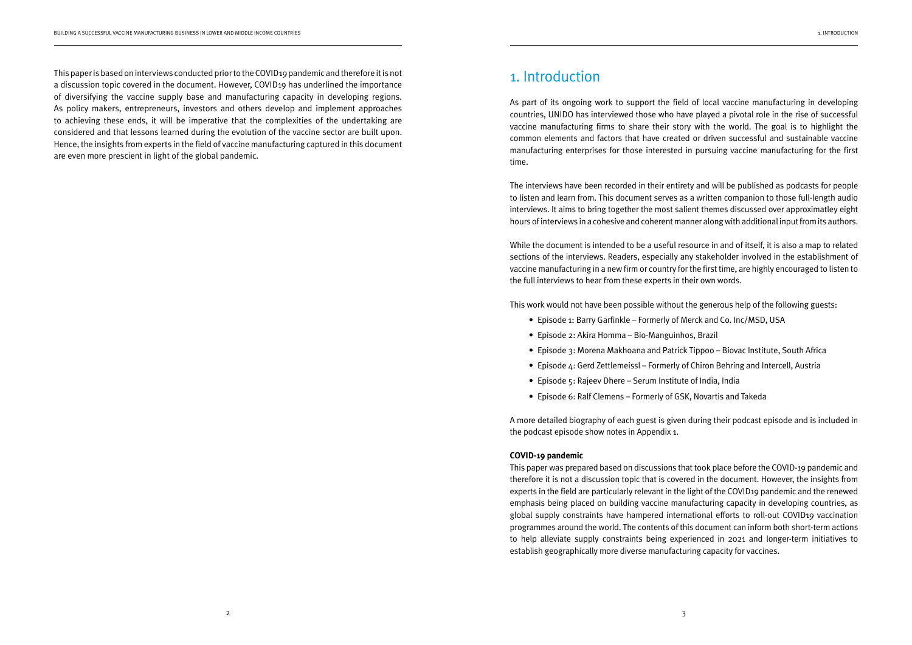This paper is based on interviews conducted prior to the COVID19 pandemic and therefore it is not a discussion topic covered in the document. However, COVID19 has underlined the importance of diversifying the vaccine supply base and manufacturing capacity in developing regions. As policy makers, entrepreneurs, investors and others develop and implement approaches to achieving these ends, it will be imperative that the complexities of the undertaking are considered and that lessons learned during the evolution of the vaccine sector are built upon. Hence, the insights from experts in the field of vaccine manufacturing captured in this document are even more prescient in light of the global pandemic.

# 1. Introduction

As part of its ongoing work to support the field of local vaccine manufacturing in developing countries, UNIDO has interviewed those who have played a pivotal role in the rise of successful vaccine manufacturing firms to share their story with the world. The goal is to highlight the common elements and factors that have created or driven successful and sustainable vaccine manufacturing enterprises for those interested in pursuing vaccine manufacturing for the first time.

The interviews have been recorded in their entirety and will be published as podcasts for people to listen and learn from. This document serves as a written companion to those full-length audio interviews. It aims to bring together the most salient themes discussed over approximatley eight hours of interviews in a cohesive and coherent manner along with additional input from its authors.

While the document is intended to be a useful resource in and of itself, it is also a map to related sections of the interviews. Readers, especially any stakeholder involved in the establishment of vaccine manufacturing in a new firm or country for the first time, are highly encouraged to listen to the full interviews to hear from these experts in their own words.

This work would not have been possible without the generous help of the following guests:

- Episode 1: Barry Garfinkle – Formerly of Merck and Co. Inc/MSD, USA
- Episode 2: Akira Homma – Bio-Manguinhos, Brazil
- Episode 3: Morena Makhoana and Patrick Tippoo – Biovac Institute, South Africa
- Episode 4: Gerd Zettlemeissl – Formerly of Chiron Behring and Intercell, Austria
- Episode 5: Rajeev Dhere – Serum Institute of India, India
- Episode 6: Ralf Clemens – Formerly of GSK, Novartis and Takeda

A more detailed biography of each guest is given during their podcast episode and is included in the podcast episode show notes in Appendix 1.

**COVID-19 pandemic**

This paper was prepared based on discussions that took place before the COVID-19 pandemic and therefore it is not a discussion topic that is covered in the document. However, the insights from experts in the field are particularly relevant in the light of the COVID19 pandemic and the renewed emphasis being placed on building vaccine manufacturing capacity in developing countries, as global supply constraints have hampered international efforts to roll-out COVID19 vaccination programmes around the world. The contents of this document can inform both short-term actions to help alleviate supply constraints being experienced in 2021 and longer-term initiatives to establish geographically more diverse manufacturing capacity for vaccines.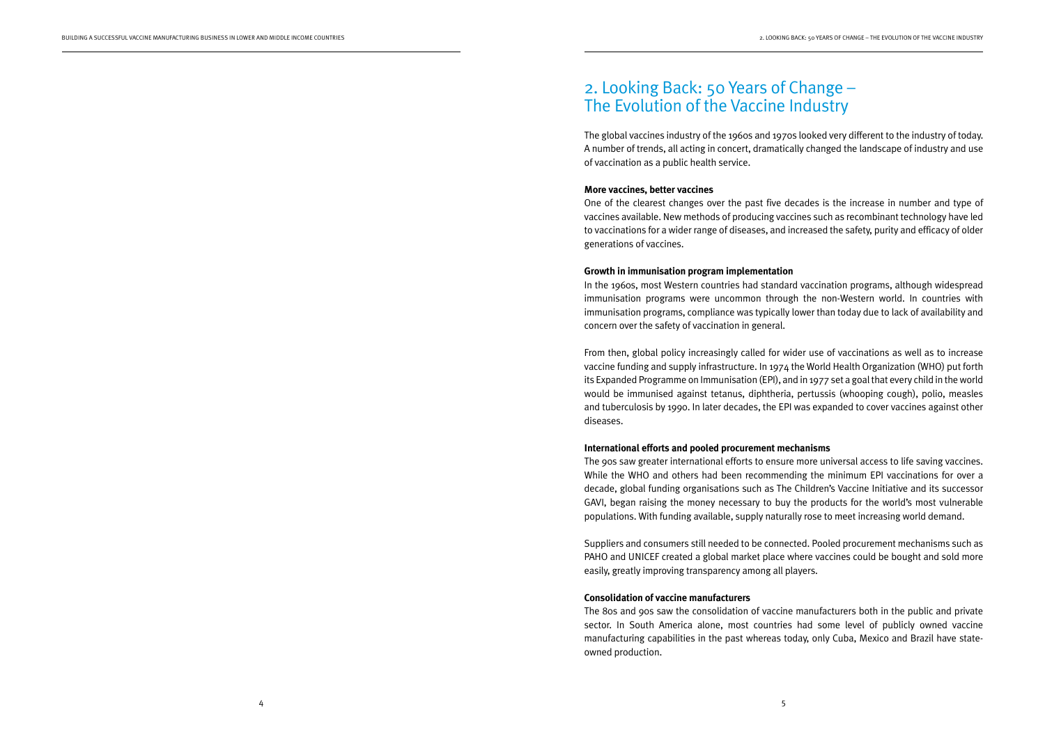# 2. Looking Back: 50 Years of Change – The Evolution of the Vaccine Industry

The global vaccines industry of the 1960s and 1970s looked very different to the industry of today. A number of trends, all acting in concert, dramatically changed the landscape of industry and use of vaccination as a public health service.

**More vaccines, better vaccines**

One of the clearest changes over the past five decades is the increase in number and type of vaccines available. New methods of producing vaccines such as recombinant technology have led to vaccinations for a wider range of diseases, and increased the safety, purity and efficacy of older generations of vaccines.

**Growth in immunisation program implementation**

In the 1960s, most Western countries had standard vaccination programs, although widespread immunisation programs were uncommon through the non-Western world. In countries with immunisation programs, compliance was typically lower than today due to lack of availability and concern over the safety of vaccination in general.

From then, global policy increasingly called for wider use of vaccinations as well as to increase vaccine funding and supply infrastructure. In 1974 the World Health Organization (WHO) put forth its Expanded Programme on Immunisation (EPI), and in 1977 set a goal that every child in the world would be immunised against tetanus, diphtheria, pertussis (whooping cough), polio, measles and tuberculosis by 1990. In later decades, the EPI was expanded to cover vaccines against other diseases.

**International efforts and pooled procurement mechanisms**

The 90s saw greater international efforts to ensure more universal access to life saving vaccines. While the WHO and others had been recommending the minimum EPI vaccinations for over a decade, global funding organisations such as The Children's Vaccine Initiative and its successor GAVI, began raising the money necessary to buy the products for the world's most vulnerable populations. With funding available, supply naturally rose to meet increasing world demand.

Suppliers and consumers still needed to be connected. Pooled procurement mechanisms such as PAHO and UNICEF created a global market place where vaccines could be bought and sold more easily, greatly improving transparency among all players.

**Consolidation of vaccine manufacturers**

The 80s and 90s saw the consolidation of vaccine manufacturers both in the public and private sector. In South America alone, most countries had some level of publicly owned vaccine manufacturing capabilities in the past whereas today, only Cuba, Mexico and Brazil have state-owned production.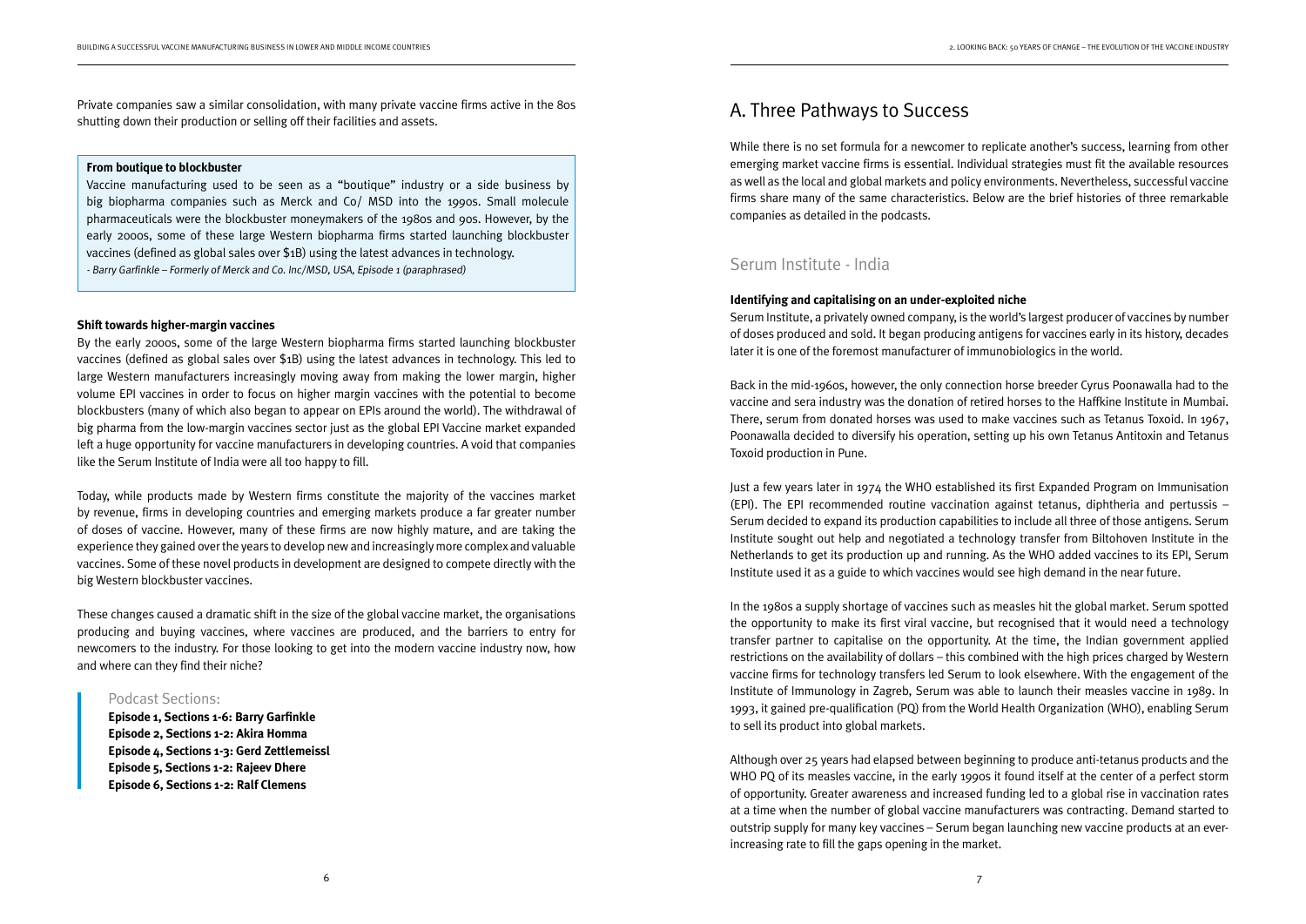Private companies saw a similar consolidation, with many private vaccine firms active in the 80s shutting down their production or selling off their facilities and assets.

**From boutique to blockbuster**

Vaccine manufacturing used to be seen as a "boutique" industry or a side business by big biopharma companies such as Merck and Co/ MSD into the 1990s. Small molecule pharmaceuticals were the blockbuster moneymakers of the 1980s and 90s. However, by the early 2000s, some of these large Western biopharma firms started launching blockbuster vaccines (defined as global sales over $1B) using the latest advances in technology.

*- Barry Garfinkle – Formerly of Merck and Co. Inc/MSD, USA, Episode 1 (paraphrased)*

**Shift towards higher-margin vaccines**

By the early 2000s, some of the large Western biopharma firms started launching blockbuster vaccines (defined as global sales over $1B) using the latest advances in technology. This led to large Western manufacturers increasingly moving away from making the lower margin, higher volume EPI vaccines in order to focus on higher margin vaccines with the potential to become blockbusters (many of which also began to appear on EPIs around the world). The withdrawal of big pharma from the low-margin vaccines sector just as the global EPI Vaccine market expanded left a huge opportunity for vaccine manufacturers in developing countries. A void that companies like the Serum Institute of India were all too happy to fill.

Today, while products made by Western firms constitute the majority of the vaccines market by revenue, firms in developing countries and emerging markets produce a far greater number of doses of vaccine. However, many of these firms are now highly mature, and are taking the experience they gained over the years to develop new and increasingly more complex and valuable vaccines. Some of these novel products in development are designed to compete directly with the big Western blockbuster vaccines.

These changes caused a dramatic shift in the size of the global vaccine market, the organisations producing and buying vaccines, where vaccines are produced, and the barriers to entry for newcomers to the industry. For those looking to get into the modern vaccine industry now, how and where can they find their niche?

### Podcast Sections:

**Episode 1, Sections 1-6: Barry Garfinkle**
**Episode 2, Sections 1-2: Akira Homma**
**Episode 4, Sections 1-3: Gerd Zettlemeissl**
**Episode 5, Sections 1-2: Rajeev Dhere**
**Episode 6, Sections 1-2: Ralf Clemens**

## A. Three Pathways to Success

While there is no set formula for a newcomer to replicate another's success, learning from other emerging market vaccine firms is essential. Individual strategies must fit the available resources as well as the local and global markets and policy environments. Nevertheless, successful vaccine firms share many of the same characteristics. Below are the brief histories of three remarkable companies as detailed in the podcasts.

### Serum Institute - India

**Identifying and capitalising on an under-exploited niche**

Serum Institute, a privately owned company, is the world's largest producer of vaccines by number of doses produced and sold. It began producing antigens for vaccines early in its history, decades later it is one of the foremost manufacturer of immunobiologics in the world.

Back in the mid-1960s, however, the only connection horse breeder Cyrus Poonawalla had to the vaccine and sera industry was the donation of retired horses to the Haffkine Institute in Mumbai. There, serum from donated horses was used to make vaccines such as Tetanus Toxoid. In 1967, Poonawalla decided to diversify his operation, setting up his own Tetanus Antitoxin and Tetanus Toxoid production in Pune.

Just a few years later in 1974 the WHO established its first Expanded Program on Immunisation (EPI). The EPI recommended routine vaccination against tetanus, diphtheria and pertussis – Serum decided to expand its production capabilities to include all three of those antigens. Serum Institute sought out help and negotiated a technology transfer from Biltohoven Institute in the Netherlands to get its production up and running. As the WHO added vaccines to its EPI, Serum Institute used it as a guide to which vaccines would see high demand in the near future.

In the 1980s a supply shortage of vaccines such as measles hit the global market. Serum spotted the opportunity to make its first viral vaccine, but recognised that it would need a technology transfer partner to capitalise on the opportunity. At the time, the Indian government applied restrictions on the availability of dollars – this combined with the high prices charged by Western vaccine firms for technology transfers led Serum to look elsewhere. With the engagement of the Institute of Immunology in Zagreb, Serum was able to launch their measles vaccine in 1989. In 1993, it gained pre-qualification (PQ) from the World Health Organization (WHO), enabling Serum to sell its product into global markets.

Although over 25 years had elapsed between beginning to produce anti-tetanus products and the WHO PQ of its measles vaccine, in the early 1990s it found itself at the center of a perfect storm of opportunity. Greater awareness and increased funding led to a global rise in vaccination rates at a time when the number of global vaccine manufacturers was contracting. Demand started to outstrip supply for many key vaccines – Serum began launching new vaccine products at an ever-increasing rate to fill the gaps opening in the market.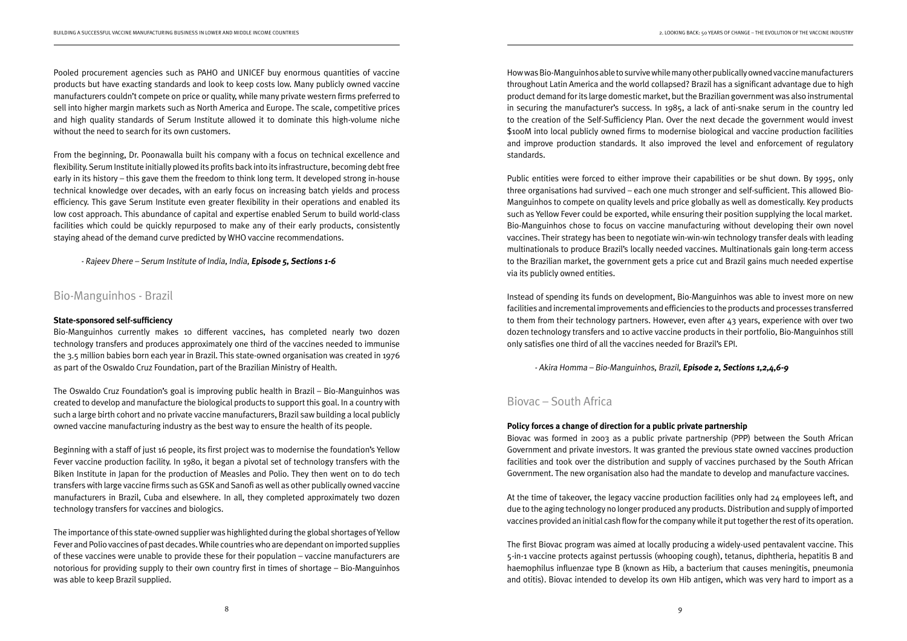Pooled procurement agencies such as PAHO and UNICEF buy enormous quantities of vaccine products but have exacting standards and look to keep costs low. Many publicly owned vaccine manufacturers couldn't compete on price or quality, while many private western firms preferred to sell into higher margin markets such as North America and Europe. The scale, competitive prices and high quality standards of Serum Institute allowed it to dominate this high-volume niche without the need to search for its own customers.

From the beginning, Dr. Poonawalla built his company with a focus on technical excellence and flexibility. Serum Institute initially plowed its profits back into its infrastructure, becoming debt free early in its history – this gave them the freedom to think long term. It developed strong in-house technical knowledge over decades, with an early focus on increasing batch yields and process efficiency. This gave Serum Institute even greater flexibility in their operations and enabled its low cost approach. This abundance of capital and expertise enabled Serum to build world-class facilities which could be quickly repurposed to make any of their early products, consistently staying ahead of the demand curve predicted by WHO vaccine recommendations.

*- Rajeev Dhere – Serum Institute of India, India,* ***Episode 5, Sections 1-6***

## Bio-Manguinhos - Brazil

**State-sponsored self-sufficiency**

Bio-Manguinhos currently makes 10 different vaccines, has completed nearly two dozen technology transfers and produces approximately one third of the vaccines needed to immunise the 3.5 million babies born each year in Brazil. This state-owned organisation was created in 1976 as part of the Oswaldo Cruz Foundation, part of the Brazilian Ministry of Health.

The Oswaldo Cruz Foundation's goal is improving public health in Brazil – Bio-Manguinhos was created to develop and manufacture the biological products to support this goal. In a country with such a large birth cohort and no private vaccine manufacturers, Brazil saw building a local publicly owned vaccine manufacturing industry as the best way to ensure the health of its people.

Beginning with a staff of just 16 people, its first project was to modernise the foundation's Yellow Fever vaccine production facility. In 1980, it began a pivotal set of technology transfers with the Biken Institute in Japan for the production of Measles and Polio. They then went on to do tech transfers with large vaccine firms such as GSK and Sanofi as well as other publically owned vaccine manufacturers in Brazil, Cuba and elsewhere. In all, they completed approximately two dozen technology transfers for vaccines and biologics.

The importance of this state-owned supplier was highlighted during the global shortages of Yellow Fever and Polio vaccines of past decades. While countries who are dependant on imported supplies of these vaccines were unable to provide these for their population – vaccine manufacturers are notorious for providing supply to their own country first in times of shortage – Bio-Manguinhos was able to keep Brazil supplied.

How was Bio-Manguinhos able to survive while many other publically owned vaccine manufacturers throughout Latin America and the world collapsed? Brazil has a significant advantage due to high product demand for its large domestic market, but the Brazilian government was also instrumental in securing the manufacturer's success. In 1985, a lack of anti-snake serum in the country led to the creation of the Self-Sufficiency Plan. Over the next decade the government would invest \$100M into local publicly owned firms to modernise biological and vaccine production facilities and improve production standards. It also improved the level and enforcement of regulatory standards.

Public entities were forced to either improve their capabilities or be shut down. By 1995, only three organisations had survived – each one much stronger and self-sufficient. This allowed Bio-Manguinhos to compete on quality levels and price globally as well as domestically. Key products such as Yellow Fever could be exported, while ensuring their position supplying the local market. Bio-Manguinhos chose to focus on vaccine manufacturing without developing their own novel vaccines. Their strategy has been to negotiate win-win-win technology transfer deals with leading multinationals to produce Brazil's locally needed vaccines. Multinationals gain long-term access to the Brazilian market, the government gets a price cut and Brazil gains much needed expertise via its publicly owned entities.

Instead of spending its funds on development, Bio-Manguinhos was able to invest more on new facilities and incremental improvements and efficiencies to the products and processes transferred to them from their technology partners. However, even after 43 years, experience with over two dozen technology transfers and 10 active vaccine products in their portfolio, Bio-Manguinhos still only satisfies one third of all the vaccines needed for Brazil's EPI.

*- Akira Homma – Bio-Manguinhos, Brazil,* ***Episode 2, Sections 1,2,4,6-9***

## Biovac – South Africa

**Policy forces a change of direction for a public private partnership**

Biovac was formed in 2003 as a public private partnership (PPP) between the South African Government and private investors. It was granted the previous state owned vaccines production facilities and took over the distribution and supply of vaccines purchased by the South African Government. The new organisation also had the mandate to develop and manufacture vaccines.

At the time of takeover, the legacy vaccine production facilities only had 24 employees left, and due to the aging technology no longer produced any products. Distribution and supply of imported vaccines provided an initial cash flow for the company while it put together the rest of its operation.

The first Biovac program was aimed at locally producing a widely-used pentavalent vaccine. This 5-in-1 vaccine protects against pertussis (whooping cough), tetanus, diphtheria, hepatitis B and haemophilus influenzae type B (known as Hib, a bacterium that causes meningitis, pneumonia and otitis). Biovac intended to develop its own Hib antigen, which was very hard to import as a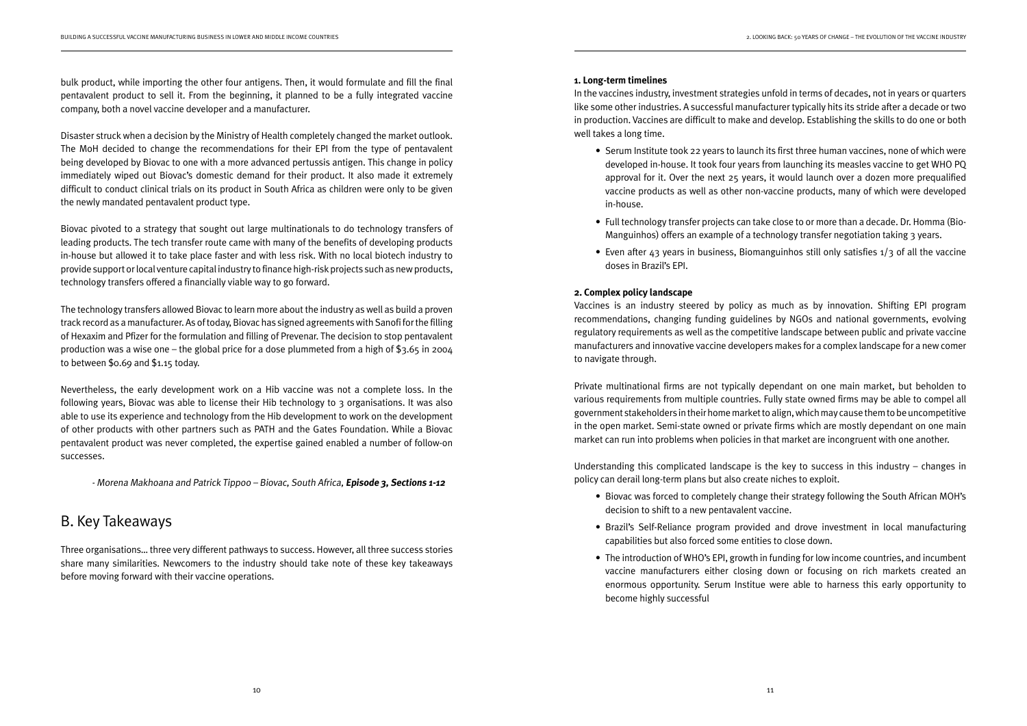bulk product, while importing the other four antigens. Then, it would formulate and fill the final pentavalent product to sell it. From the beginning, it planned to be a fully integrated vaccine company, both a novel vaccine developer and a manufacturer.

Disaster struck when a decision by the Ministry of Health completely changed the market outlook. The MoH decided to change the recommendations for their EPI from the type of pentavalent being developed by Biovac to one with a more advanced pertussis antigen. This change in policy immediately wiped out Biovac's domestic demand for their product. It also made it extremely difficult to conduct clinical trials on its product in South Africa as children were only to be given the newly mandated pentavalent product type.

Biovac pivoted to a strategy that sought out large multinationals to do technology transfers of leading products. The tech transfer route came with many of the benefits of developing products in-house but allowed it to take place faster and with less risk. With no local biotech industry to provide support or local venture capital industry to finance high-risk projects such as new products, technology transfers offered a financially viable way to go forward.

The technology transfers allowed Biovac to learn more about the industry as well as build a proven track record as a manufacturer. As of today, Biovac has signed agreements with Sanofi for the filling of Hexaxim and Pfizer for the formulation and filling of Prevenar. The decision to stop pentavalent production was a wise one – the global price for a dose plummeted from a high of $3.65 in 2004 to between $0.69 and $1.15 today.

Nevertheless, the early development work on a Hib vaccine was not a complete loss. In the following years, Biovac was able to license their Hib technology to 3 organisations. It was also able to use its experience and technology from the Hib development to work on the development of other products with other partners such as PATH and the Gates Foundation. While a Biovac pentavalent product was never completed, the expertise gained enabled a number of follow-on successes.

*- Morena Makhoana and Patrick Tippoo – Biovac, South Africa,* ***Episode 3, Sections 1-12***

## B. Key Takeaways

Three organisations… three very different pathways to success. However, all three success stories share many similarities. Newcomers to the industry should take note of these key takeaways before moving forward with their vaccine operations.

**1. Long-term timelines**

In the vaccines industry, investment strategies unfold in terms of decades, not in years or quarters like some other industries. A successful manufacturer typically hits its stride after a decade or two in production. Vaccines are difficult to make and develop. Establishing the skills to do one or both well takes a long time.

- Serum Institute took 22 years to launch its first three human vaccines, none of which were developed in-house. It took four years from launching its measles vaccine to get WHO PQ approval for it. Over the next 25 years, it would launch over a dozen more prequalified vaccine products as well as other non-vaccine products, many of which were developed in-house.
- Full technology transfer projects can take close to or more than a decade. Dr. Homma (Bio-Manguinhos) offers an example of a technology transfer negotiation taking 3 years.
- Even after 43 years in business, Biomanguinhos still only satisfies 1/3 of all the vaccine doses in Brazil's EPI.

**2. Complex policy landscape**

Vaccines is an industry steered by policy as much as by innovation. Shifting EPI program recommendations, changing funding guidelines by NGOs and national governments, evolving regulatory requirements as well as the competitive landscape between public and private vaccine manufacturers and innovative vaccine developers makes for a complex landscape for a new comer to navigate through.

Private multinational firms are not typically dependant on one main market, but beholden to various requirements from multiple countries. Fully state owned firms may be able to compel all government stakeholders in their home market to align, which may cause them to be uncompetitive in the open market. Semi-state owned or private firms which are mostly dependant on one main market can run into problems when policies in that market are incongruent with one another.

Understanding this complicated landscape is the key to success in this industry – changes in policy can derail long-term plans but also create niches to exploit.

- Biovac was forced to completely change their strategy following the South African MOH's decision to shift to a new pentavalent vaccine.
- Brazil's Self-Reliance program provided and drove investment in local manufacturing capabilities but also forced some entities to close down.
- The introduction of WHO's EPI, growth in funding for low income countries, and incumbent vaccine manufacturers either closing down or focusing on rich markets created an enormous opportunity. Serum Institue were able to harness this early opportunity to become highly successful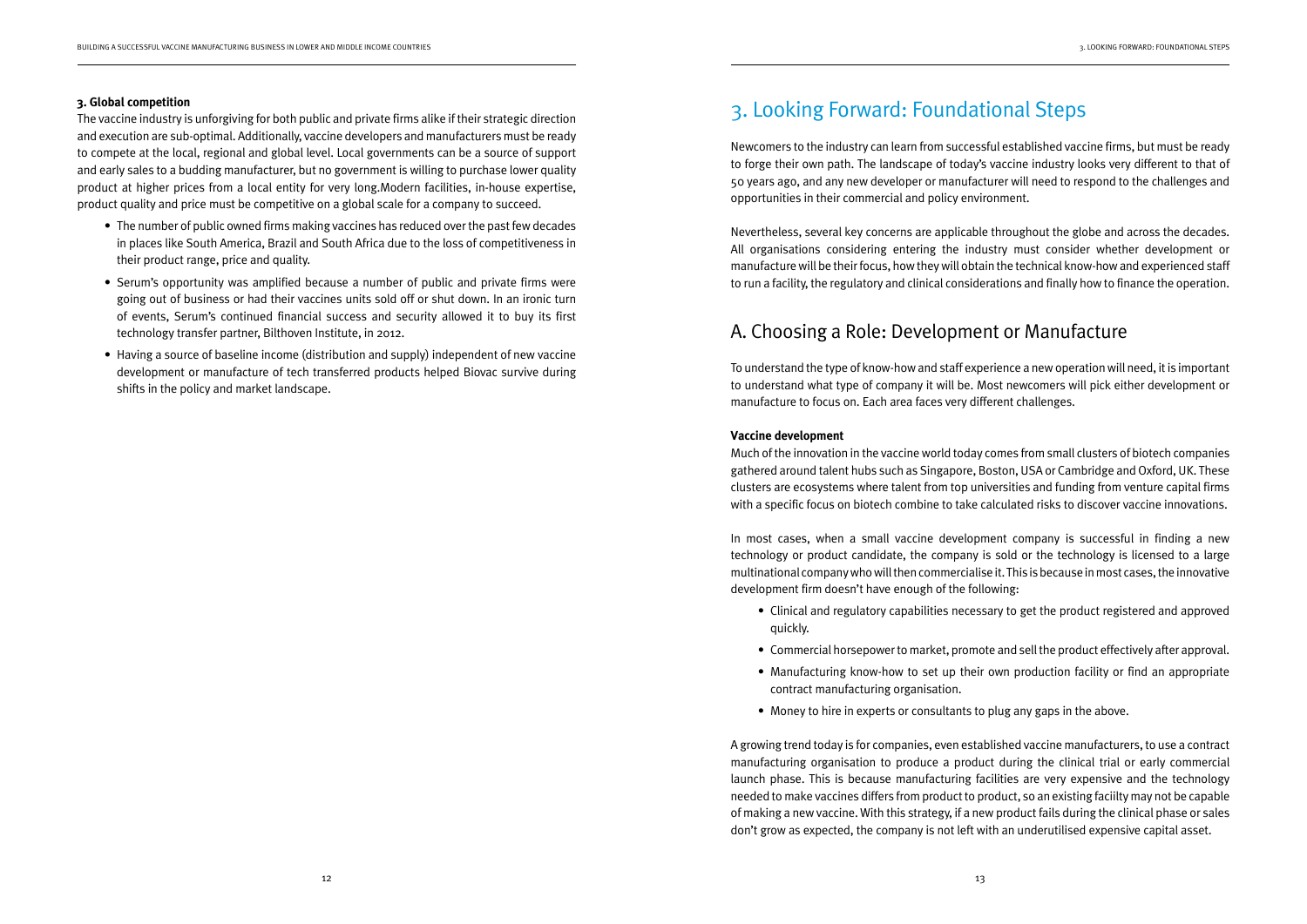**3. Global competition**

The vaccine industry is unforgiving for both public and private firms alike if their strategic direction and execution are sub-optimal. Additionally, vaccine developers and manufacturers must be ready to compete at the local, regional and global level. Local governments can be a source of support and early sales to a budding manufacturer, but no government is willing to purchase lower quality product at higher prices from a local entity for very long.Modern facilities, in-house expertise, product quality and price must be competitive on a global scale for a company to succeed.

- The number of public owned firms making vaccines has reduced over the past few decades in places like South America, Brazil and South Africa due to the loss of competitiveness in their product range, price and quality.
- Serum's opportunity was amplified because a number of public and private firms were going out of business or had their vaccines units sold off or shut down. In an ironic turn of events, Serum's continued financial success and security allowed it to buy its first technology transfer partner, Bilthoven Institute, in 2012.
- Having a source of baseline income (distribution and supply) independent of new vaccine development or manufacture of tech transferred products helped Biovac survive during shifts in the policy and market landscape.

# 3. Looking Forward: Foundational Steps

Newcomers to the industry can learn from successful established vaccine firms, but must be ready to forge their own path. The landscape of today's vaccine industry looks very different to that of 50 years ago, and any new developer or manufacturer will need to respond to the challenges and opportunities in their commercial and policy environment.

Nevertheless, several key concerns are applicable throughout the globe and across the decades. All organisations considering entering the industry must consider whether development or manufacture will be their focus, how they will obtain the technical know-how and experienced staff to run a facility, the regulatory and clinical considerations and finally how to finance the operation.

## A. Choosing a Role: Development or Manufacture

To understand the type of know-how and staff experience a new operation will need, it is important to understand what type of company it will be. Most newcomers will pick either development or manufacture to focus on. Each area faces very different challenges.

**Vaccine development**

Much of the innovation in the vaccine world today comes from small clusters of biotech companies gathered around talent hubs such as Singapore, Boston, USA or Cambridge and Oxford, UK. These clusters are ecosystems where talent from top universities and funding from venture capital firms with a specific focus on biotech combine to take calculated risks to discover vaccine innovations.

In most cases, when a small vaccine development company is successful in finding a new technology or product candidate, the company is sold or the technology is licensed to a large multinational company who will then commercialise it. This is because in most cases, the innovative development firm doesn't have enough of the following:

- Clinical and regulatory capabilities necessary to get the product registered and approved quickly.
- Commercial horsepower to market, promote and sell the product effectively after approval.
- Manufacturing know-how to set up their own production facility or find an appropriate contract manufacturing organisation.
- Money to hire in experts or consultants to plug any gaps in the above.

A growing trend today is for companies, even established vaccine manufacturers, to use a contract manufacturing organisation to produce a product during the clinical trial or early commercial launch phase. This is because manufacturing facilities are very expensive and the technology needed to make vaccines differs from product to product, so an existing faciilty may not be capable of making a new vaccine. With this strategy, if a new product fails during the clinical phase or sales don't grow as expected, the company is not left with an underutilised expensive capital asset.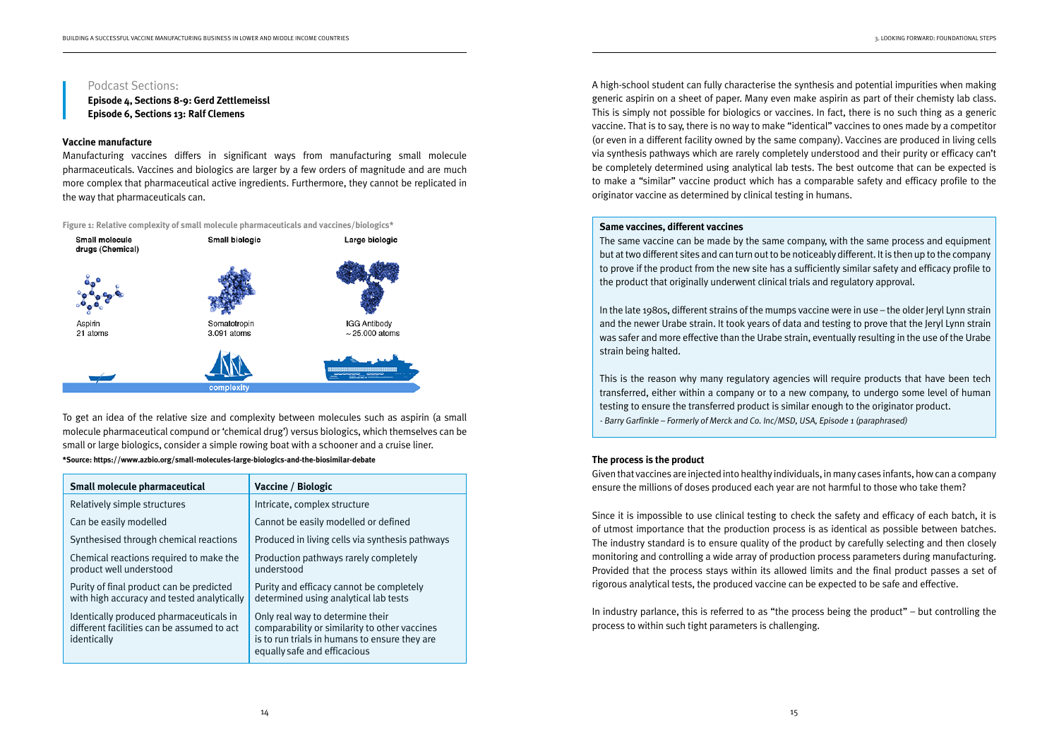Podcast Sections:

**Episode 4, Sections 8-9: Gerd Zettlemeissl**
**Episode 6, Sections 13: Ralf Clemens**

### Vaccine manufacture

Manufacturing vaccines differs in significant ways from manufacturing small molecule pharmaceuticals. Vaccines and biologics are larger by a few orders of magnitude and are much more complex that pharmaceutical active ingredients. Furthermore, they cannot be replicated in the way that pharmaceuticals can.

**Figure 1: Relative complexity of small molecule pharmaceuticals and vaccines/biologics***

Small molecule drugs (Chemical) — Aspirin, 21 atoms
Small biologic — Somatotropin, 3.091 atoms
Large biologic — IGG Antibody, ~25.000 atoms
complexity

To get an idea of the relative size and complexity between molecules such as aspirin (a small molecule pharmaceutical compund or 'chemical drug') versus biologics, which themselves can be small or large biologics, consider a simple rowing boat with a schooner and a cruise liner.

***Source: https://www.azbio.org/small-molecules-large-biologics-and-the-biosimilar-debate**

| Small molecule pharmaceutical | Vaccine / Biologic |
|---|---|
| Relatively simple structures | Intricate, complex structure |
| Can be easily modelled | Cannot be easily modelled or defined |
| Synthesised through chemical reactions | Produced in living cells via synthesis pathways |
| Chemical reactions required to make the product well understood | Production pathways rarely completely understood |
| Purity of final product can be predicted with high accuracy and tested analytically | Purity and efficacy cannot be completely determined using analytical lab tests |
| Identically produced pharmaceuticals in different facilities can be assumed to act identically | Only real way to determine their comparability or similarity to other vaccines is to run trials in humans to ensure they are equally safe and efficacious |

A high-school student can fully characterise the synthesis and potential impurities when making generic aspirin on a sheet of paper. Many even make aspirin as part of their chemisty lab class. This is simply not possible for biologics or vaccines. In fact, there is no such thing as a generic vaccine. That is to say, there is no way to make "identical" vaccines to ones made by a competitor (or even in a different facility owned by the same company). Vaccines are produced in living cells via synthesis pathways which are rarely completely understood and their purity or efficacy can't be completely determined using analytical lab tests. The best outcome that can be expected is to make a "similar" vaccine product which has a comparable safety and efficacy profile to the originator vaccine as determined by clinical testing in humans.

**Same vaccines, different vaccines**

The same vaccine can be made by the same company, with the same process and equipment but at two different sites and can turn out to be noticeably different. It is then up to the company to prove if the product from the new site has a sufficiently similar safety and efficacy profile to the product that originally underwent clinical trials and regulatory approval.

In the late 1980s, different strains of the mumps vaccine were in use – the older Jeryl Lynn strain and the newer Urabe strain. It took years of data and testing to prove that the Jeryl Lynn strain was safer and more effective than the Urabe strain, eventually resulting in the use of the Urabe strain being halted.

This is the reason why many regulatory agencies will require products that have been tech transferred, either within a company or to a new company, to undergo some level of human testing to ensure the transferred product is similar enough to the originator product.

*- Barry Garfinkle – Formerly of Merck and Co. Inc/MSD, USA, Episode 1 (paraphrased)*

### The process is the product

Given that vaccines are injected into healthy individuals, in many cases infants, how can a company ensure the millions of doses produced each year are not harmful to those who take them?

Since it is impossible to use clinical testing to check the safety and efficacy of each batch, it is of utmost importance that the production process is as identical as possible between batches. The industry standard is to ensure quality of the product by carefully selecting and then closely monitoring and controlling a wide array of production process parameters during manufacturing. Provided that the process stays within its allowed limits and the final product passes a set of rigorous analytical tests, the produced vaccine can be expected to be safe and effective.

In industry parlance, this is referred to as "the process being the product" – but controlling the process to within such tight parameters is challenging.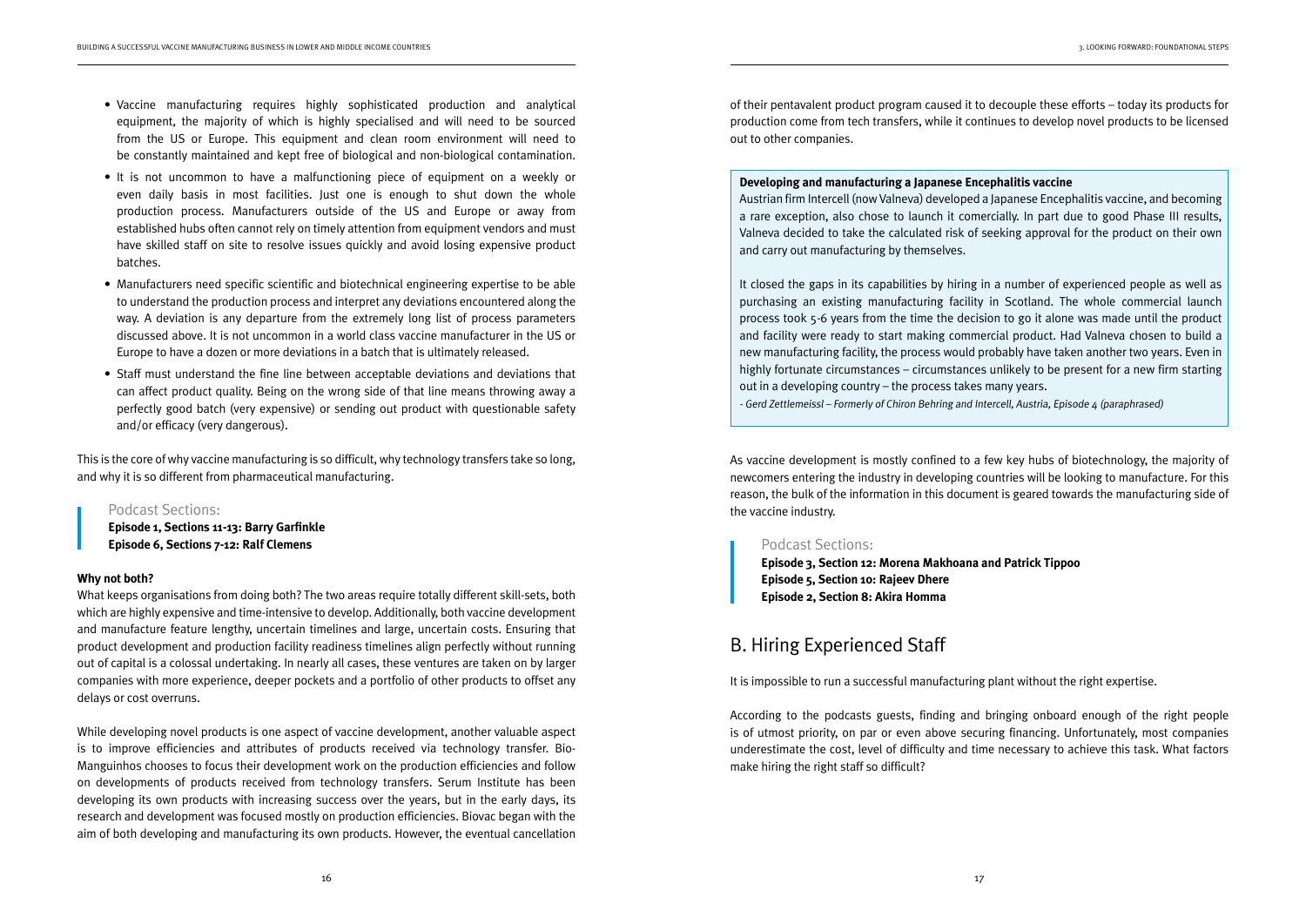- Vaccine manufacturing requires highly sophisticated production and analytical equipment, the majority of which is highly specialised and will need to be sourced from the US or Europe. This equipment and clean room environment will need to be constantly maintained and kept free of biological and non-biological contamination.
- It is not uncommon to have a malfunctioning piece of equipment on a weekly or even daily basis in most facilities. Just one is enough to shut down the whole production process. Manufacturers outside of the US and Europe or away from established hubs often cannot rely on timely attention from equipment vendors and must have skilled staff on site to resolve issues quickly and avoid losing expensive product batches.
- Manufacturers need specific scientific and biotechnical engineering expertise to be able to understand the production process and interpret any deviations encountered along the way. A deviation is any departure from the extremely long list of process parameters discussed above. It is not uncommon in a world class vaccine manufacturer in the US or Europe to have a dozen or more deviations in a batch that is ultimately released.
- Staff must understand the fine line between acceptable deviations and deviations that can affect product quality. Being on the wrong side of that line means throwing away a perfectly good batch (very expensive) or sending out product with questionable safety and/or efficacy (very dangerous).

This is the core of why vaccine manufacturing is so difficult, why technology transfers take so long, and why it is so different from pharmaceutical manufacturing.

> Podcast Sections:
> **Episode 1, Sections 11-13: Barry Garfinkle**
> **Episode 6, Sections 7-12: Ralf Clemens**

### Why not both?

What keeps organisations from doing both? The two areas require totally different skill-sets, both which are highly expensive and time-intensive to develop. Additionally, both vaccine development and manufacture feature lengthy, uncertain timelines and large, uncertain costs. Ensuring that product development and production facility readiness timelines align perfectly without running out of capital is a colossal undertaking. In nearly all cases, these ventures are taken on by larger companies with more experience, deeper pockets and a portfolio of other products to offset any delays or cost overruns.

While developing novel products is one aspect of vaccine development, another valuable aspect is to improve efficiencies and attributes of products received via technology transfer. Bio-Manguinhos chooses to focus their development work on the production efficiencies and follow on developments of products received from technology transfers. Serum Institute has been developing its own products with increasing success over the years, but in the early days, its research and development was focused mostly on production efficiencies. Biovac began with the aim of both developing and manufacturing its own products. However, the eventual cancellation of their pentavalent product program caused it to decouple these efforts – today its products for production come from tech transfers, while it continues to develop novel products to be licensed out to other companies.

> **Developing and manufacturing a Japanese Encephalitis vaccine**
>
> Austrian firm Intercell (now Valneva) developed a Japanese Encephalitis vaccine, and becoming a rare exception, also chose to launch it comercially. In part due to good Phase III results, Valneva decided to take the calculated risk of seeking approval for the product on their own and carry out manufacturing by themselves.
>
> It closed the gaps in its capabilities by hiring in a number of experienced people as well as purchasing an existing manufacturing facility in Scotland. The whole commercial launch process took 5-6 years from the time the decision to go it alone was made until the product and facility were ready to start making commercial product. Had Valneva chosen to build a new manufacturing facility, the process would probably have taken another two years. Even in highly fortunate circumstances – circumstances unlikely to be present for a new firm starting out in a developing country – the process takes many years.
>
> *- Gerd Zettlemeissl – Formerly of Chiron Behring and Intercell, Austria, Episode 4 (paraphrased)*

As vaccine development is mostly confined to a few key hubs of biotechnology, the majority of newcomers entering the industry in developing countries will be looking to manufacture. For this reason, the bulk of the information in this document is geared towards the manufacturing side of the vaccine industry.

> Podcast Sections:
> **Episode 3, Section 12: Morena Makhoana and Patrick Tippoo**
> **Episode 5, Section 10: Rajeev Dhere**
> **Episode 2, Section 8: Akira Homma**

## B. Hiring Experienced Staff

It is impossible to run a successful manufacturing plant without the right expertise.

According to the podcasts guests, finding and bringing onboard enough of the right people is of utmost priority, on par or even above securing financing. Unfortunately, most companies underestimate the cost, level of difficulty and time necessary to achieve this task. What factors make hiring the right staff so difficult?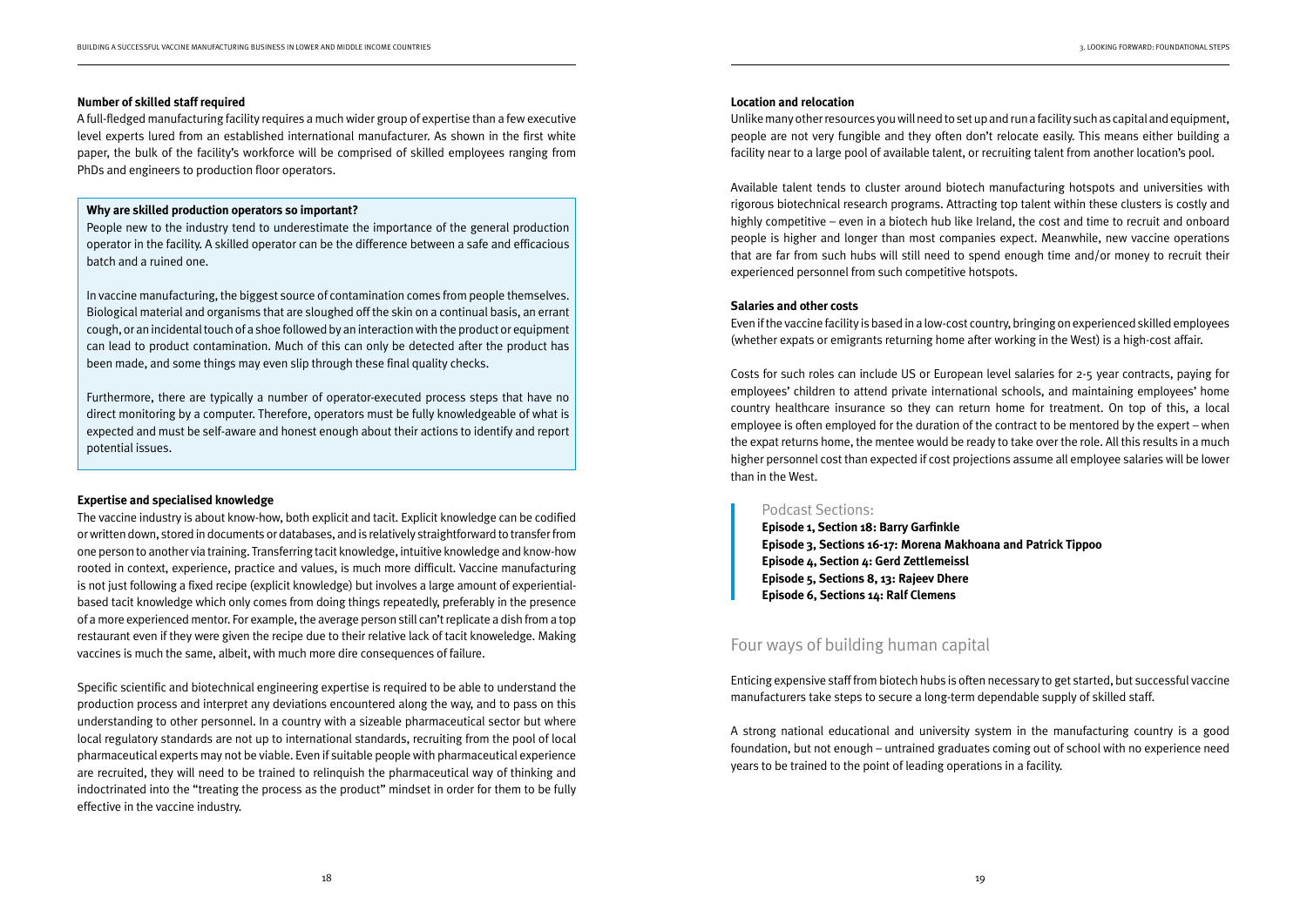#### Number of skilled staff required

A full-fledged manufacturing facility requires a much wider group of expertise than a few executive level experts lured from an established international manufacturer. As shown in the first white paper, the bulk of the facility's workforce will be comprised of skilled employees ranging from PhDs and engineers to production floor operators.

> **Why are skilled production operators so important?**
>
> People new to the industry tend to underestimate the importance of the general production operator in the facility. A skilled operator can be the difference between a safe and efficacious batch and a ruined one.
>
> In vaccine manufacturing, the biggest source of contamination comes from people themselves. Biological material and organisms that are sloughed off the skin on a continual basis, an errant cough, or an incidental touch of a shoe followed by an interaction with the product or equipment can lead to product contamination. Much of this can only be detected after the product has been made, and some things may even slip through these final quality checks.
>
> Furthermore, there are typically a number of operator-executed process steps that have no direct monitoring by a computer. Therefore, operators must be fully knowledgeable of what is expected and must be self-aware and honest enough about their actions to identify and report potential issues.

#### Expertise and specialised knowledge

The vaccine industry is about know-how, both explicit and tacit. Explicit knowledge can be codified or written down, stored in documents or databases, and is relatively straightforward to transfer from one person to another via training. Transferring tacit knowledge, intuitive knowledge and know-how rooted in context, experience, practice and values, is much more difficult. Vaccine manufacturing is not just following a fixed recipe (explicit knowledge) but involves a large amount of experiential-based tacit knowledge which only comes from doing things repeatedly, preferably in the presence of a more experienced mentor. For example, the average person still can't replicate a dish from a top restaurant even if they were given the recipe due to their relative lack of tacit knoweledge. Making vaccines is much the same, albeit, with much more dire consequences of failure.

Specific scientific and biotechnical engineering expertise is required to be able to understand the production process and interpret any deviations encountered along the way, and to pass on this understanding to other personnel. In a country with a sizeable pharmaceutical sector but where local regulatory standards are not up to international standards, recruiting from the pool of local pharmaceutical experts may not be viable. Even if suitable people with pharmaceutical experience are recruited, they will need to be trained to relinquish the pharmaceutical way of thinking and indoctrinated into the "treating the process as the product" mindset in order for them to be fully effective in the vaccine industry.

#### Location and relocation

Unlike many other resources you will need to set up and run a facility such as capital and equipment, people are not very fungible and they often don't relocate easily. This means either building a facility near to a large pool of available talent, or recruiting talent from another location's pool.

Available talent tends to cluster around biotech manufacturing hotspots and universities with rigorous biotechnical research programs. Attracting top talent within these clusters is costly and highly competitive – even in a biotech hub like Ireland, the cost and time to recruit and onboard people is higher and longer than most companies expect. Meanwhile, new vaccine operations that are far from such hubs will still need to spend enough time and/or money to recruit their experienced personnel from such competitive hotspots.

#### Salaries and other costs

Even if the vaccine facility is based in a low-cost country, bringing on experienced skilled employees (whether expats or emigrants returning home after working in the West) is a high-cost affair.

Costs for such roles can include US or European level salaries for 2-5 year contracts, paying for employees' children to attend private international schools, and maintaining employees' home country healthcare insurance so they can return home for treatment. On top of this, a local employee is often employed for the duration of the contract to be mentored by the expert – when the expat returns home, the mentee would be ready to take over the role. All this results in a much higher personnel cost than expected if cost projections assume all employee salaries will be lower than in the West.

> Podcast Sections:
>
> **Episode 1, Section 18: Barry Garfinkle**
> **Episode 3, Sections 16-17: Morena Makhoana and Patrick Tippoo**
> **Episode 4, Section 4: Gerd Zettlemeissl**
> **Episode 5, Sections 8, 13: Rajeev Dhere**
> **Episode 6, Sections 14: Ralf Clemens**

## Four ways of building human capital

Enticing expensive staff from biotech hubs is often necessary to get started, but successful vaccine manufacturers take steps to secure a long-term dependable supply of skilled staff.

A strong national educational and university system in the manufacturing country is a good foundation, but not enough – untrained graduates coming out of school with no experience need years to be trained to the point of leading operations in a facility.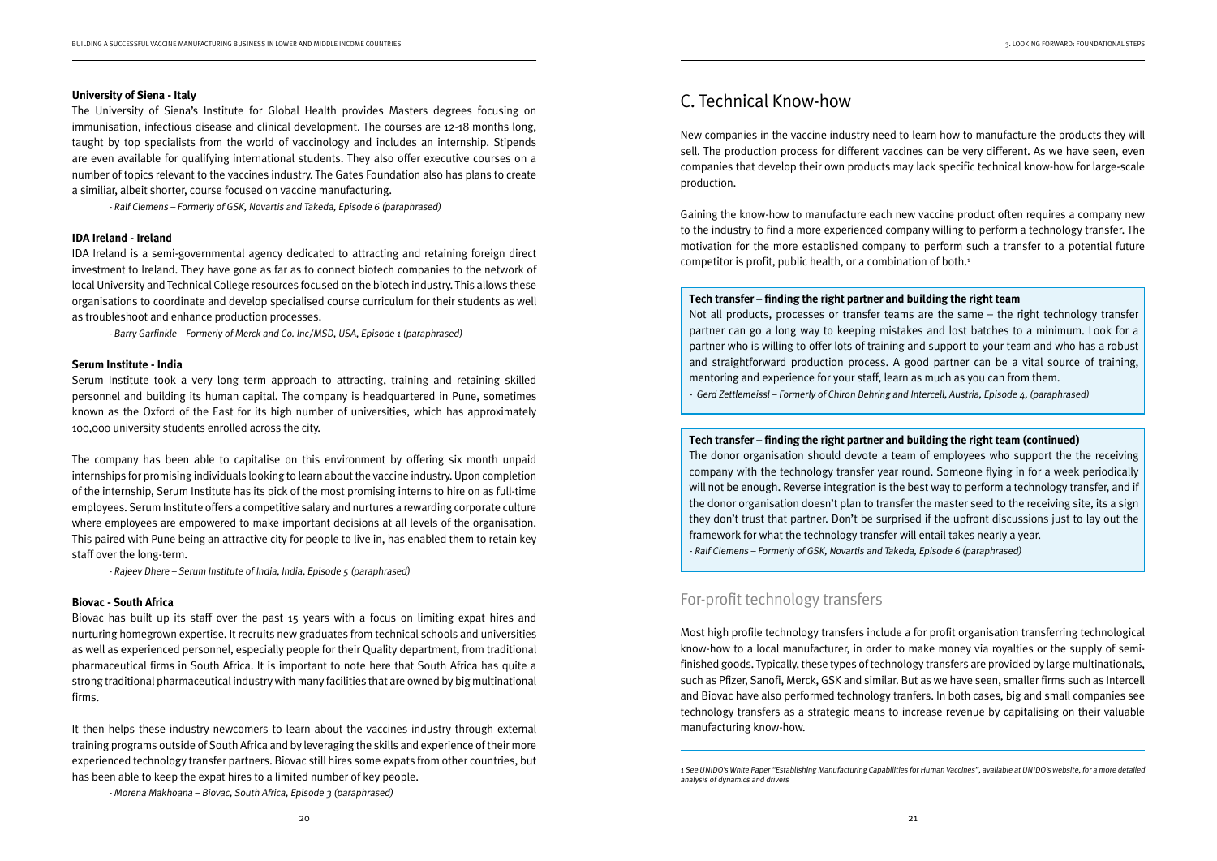**University of Siena - Italy**

The University of Siena's Institute for Global Health provides Masters degrees focusing on immunisation, infectious disease and clinical development. The courses are 12-18 months long, taught by top specialists from the world of vaccinology and includes an internship. Stipends are even available for qualifying international students. They also offer executive courses on a number of topics relevant to the vaccines industry. The Gates Foundation also has plans to create a similiar, albeit shorter, course focused on vaccine manufacturing.

*- Ralf Clemens – Formerly of GSK, Novartis and Takeda, Episode 6 (paraphrased)*

**IDA Ireland - Ireland**

IDA Ireland is a semi-governmental agency dedicated to attracting and retaining foreign direct investment to Ireland. They have gone as far as to connect biotech companies to the network of local University and Technical College resources focused on the biotech industry. This allows these organisations to coordinate and develop specialised course curriculum for their students as well as troubleshoot and enhance production processes.

*- Barry Garfinkle – Formerly of Merck and Co. Inc/MSD, USA, Episode 1 (paraphrased)*

**Serum Institute - India**

Serum Institute took a very long term approach to attracting, training and retaining skilled personnel and building its human capital. The company is headquartered in Pune, sometimes known as the Oxford of the East for its high number of universities, which has approximately 100,000 university students enrolled across the city.

The company has been able to capitalise on this environment by offering six month unpaid internships for promising individuals looking to learn about the vaccine industry. Upon completion of the internship, Serum Institute has its pick of the most promising interns to hire on as full-time employees. Serum Institute offers a competitive salary and nurtures a rewarding corporate culture where employees are empowered to make important decisions at all levels of the organisation. This paired with Pune being an attractive city for people to live in, has enabled them to retain key staff over the long-term.

*- Rajeev Dhere – Serum Institute of India, India, Episode 5 (paraphrased)*

**Biovac - South Africa**

Biovac has built up its staff over the past 15 years with a focus on limiting expat hires and nurturing homegrown expertise. It recruits new graduates from technical schools and universities as well as experienced personnel, especially people for their Quality department, from traditional pharmaceutical firms in South Africa. It is important to note here that South Africa has quite a strong traditional pharmaceutical industry with many facilities that are owned by big multinational firms.

It then helps these industry newcomers to learn about the vaccines industry through external training programs outside of South Africa and by leveraging the skills and experience of their more experienced technology transfer partners. Biovac still hires some expats from other countries, but has been able to keep the expat hires to a limited number of key people.

*- Morena Makhoana – Biovac, South Africa, Episode 3 (paraphrased)*

## C. Technical Know-how

New companies in the vaccine industry need to learn how to manufacture the products they will sell. The production process for different vaccines can be very different. As we have seen, even companies that develop their own products may lack specific technical know-how for large-scale production.

Gaining the know-how to manufacture each new vaccine product often requires a company new to the industry to find a more experienced company willing to perform a technology transfer. The motivation for the more established company to perform such a transfer to a potential future competitor is profit, public health, or a combination of both.[1]

**Tech transfer – finding the right partner and building the right team**

Not all products, processes or transfer teams are the same – the right technology transfer partner can go a long way to keeping mistakes and lost batches to a minimum. Look for a partner who is willing to offer lots of training and support to your team and who has a robust and straightforward production process. A good partner can be a vital source of training, mentoring and experience for your staff, learn as much as you can from them.

*- Gerd Zettlemeissl – Formerly of Chiron Behring and Intercell, Austria, Episode 4, (paraphrased)*

**Tech transfer – finding the right partner and building the right team (continued)**

The donor organisation should devote a team of employees who support the the receiving company with the technology transfer year round. Someone flying in for a week periodically will not be enough. Reverse integration is the best way to perform a technology transfer, and if the donor organisation doesn't plan to transfer the master seed to the receiving site, its a sign they don't trust that partner. Don't be surprised if the upfront discussions just to lay out the framework for what the technology transfer will entail takes nearly a year.

*- Ralf Clemens – Formerly of GSK, Novartis and Takeda, Episode 6 (paraphrased)*

### For-profit technology transfers

Most high profile technology transfers include a for profit organisation transferring technological know-how to a local manufacturer, in order to make money via royalties or the supply of semi-finished goods. Typically, these types of technology transfers are provided by large multinationals, such as Pfizer, Sanofi, Merck, GSK and similar. But as we have seen, smaller firms such as Intercell and Biovac have also performed technology tranfers. In both cases, big and small companies see technology transfers as a strategic means to increase revenue by capitalising on their valuable manufacturing know-how.

*1 See UNIDO's White Paper "Establishing Manufacturing Capabilities for Human Vaccines", available at UNIDO's website, for a more detailed analysis of dynamics and drivers*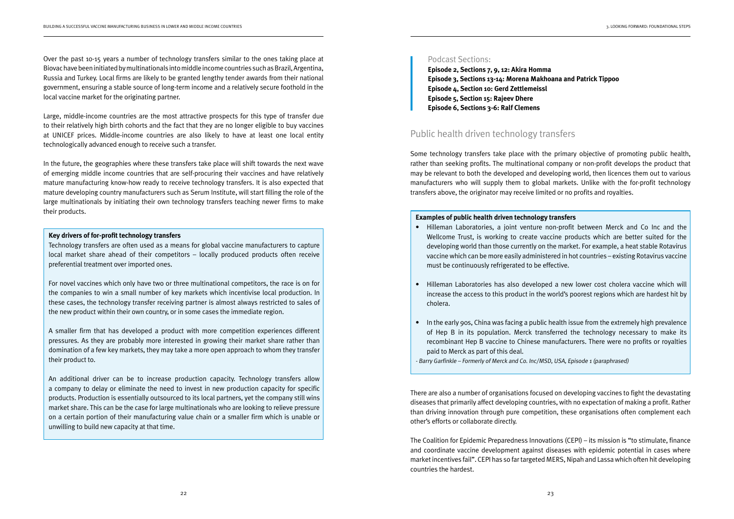Over the past 10-15 years a number of technology transfers similar to the ones taking place at Biovac have been initiated by multinationals into middle income countries such as Brazil, Argentina, Russia and Turkey. Local firms are likely to be granted lengthy tender awards from their national government, ensuring a stable source of long-term income and a relatively secure foothold in the local vaccine market for the originating partner.

Large, middle-income countries are the most attractive prospects for this type of transfer due to their relatively high birth cohorts and the fact that they are no longer eligible to buy vaccines at UNICEF prices. Middle-income countries are also likely to have at least one local entity technologically advanced enough to receive such a transfer.

In the future, the geographies where these transfers take place will shift towards the next wave of emerging middle income countries that are self-procuring their vaccines and have relatively mature manufacturing know-how ready to receive technology transfers. It is also expected that mature developing country manufacturers such as Serum Institute, will start filling the role of the large multinationals by initiating their own technology transfers teaching newer firms to make their products.

**Key drivers of for-profit technology transfers**

Technology transfers are often used as a means for global vaccine manufacturers to capture local market share ahead of their competitors – locally produced products often receive preferential treatment over imported ones.

For novel vaccines which only have two or three multinational competitors, the race is on for the companies to win a small number of key markets which incentivise local production. In these cases, the technology transfer receiving partner is almost always restricted to sales of the new product within their own country, or in some cases the immediate region.

A smaller firm that has developed a product with more competition experiences different pressures. As they are probably more interested in growing their market share rather than domination of a few key markets, they may take a more open approach to whom they transfer their product to.

An additional driver can be to increase production capacity. Technology transfers allow a company to delay or eliminate the need to invest in new production capacity for specific products. Production is essentially outsourced to its local partners, yet the company still wins market share. This can be the case for large multinationals who are looking to relieve pressure on a certain portion of their manufacturing value chain or a smaller firm which is unable or unwilling to build new capacity at that time.

Podcast Sections:

**Episode 2, Sections 7, 9, 12: Akira Homma**
**Episode 3, Sections 13-14: Morena Makhoana and Patrick Tippoo**
**Episode 4, Section 10: Gerd Zettlemeissl**
**Episode 5, Section 15: Rajeev Dhere**
**Episode 6, Sections 3-6: Ralf Clemens**

## Public health driven technology transfers

Some technology transfers take place with the primary objective of promoting public health, rather than seeking profits. The multinational company or non-profit develops the product that may be relevant to both the developed and developing world, then licences them out to various manufacturers who will supply them to global markets. Unlike with the for-profit technology transfers above, the originator may receive limited or no profits and royalties.

**Examples of public health driven technology transfers**

- Hilleman Laboratories, a joint venture non-profit between Merck and Co Inc and the Wellcome Trust, is working to create vaccine products which are better suited for the developing world than those currently on the market. For example, a heat stable Rotavirus vaccine which can be more easily administered in hot countries – existing Rotavirus vaccine must be continuously refrigerated to be effective.
- Hilleman Laboratories has also developed a new lower cost cholera vaccine which will increase the access to this product in the world's poorest regions which are hardest hit by cholera.
- In the early 90s, China was facing a public health issue from the extremely high prevalence of Hep B in its population. Merck transferred the technology necessary to make its recombinant Hep B vaccine to Chinese manufacturers. There were no profits or royalties paid to Merck as part of this deal.

*- Barry Garfinkle – Formerly of Merck and Co. Inc/MSD, USA, Episode 1 (paraphrased)*

There are also a number of organisations focused on developing vaccines to fight the devastating diseases that primarily affect developing countries, with no expectation of making a profit. Rather than driving innovation through pure competition, these organisations often complement each other's efforts or collaborate directly.

The Coalition for Epidemic Preparedness Innovations (CEPI) – its mission is "to stimulate, finance and coordinate vaccine development against diseases with epidemic potential in cases where market incentives fail". CEPI has so far targeted MERS, Nipah and Lassa which often hit developing countries the hardest.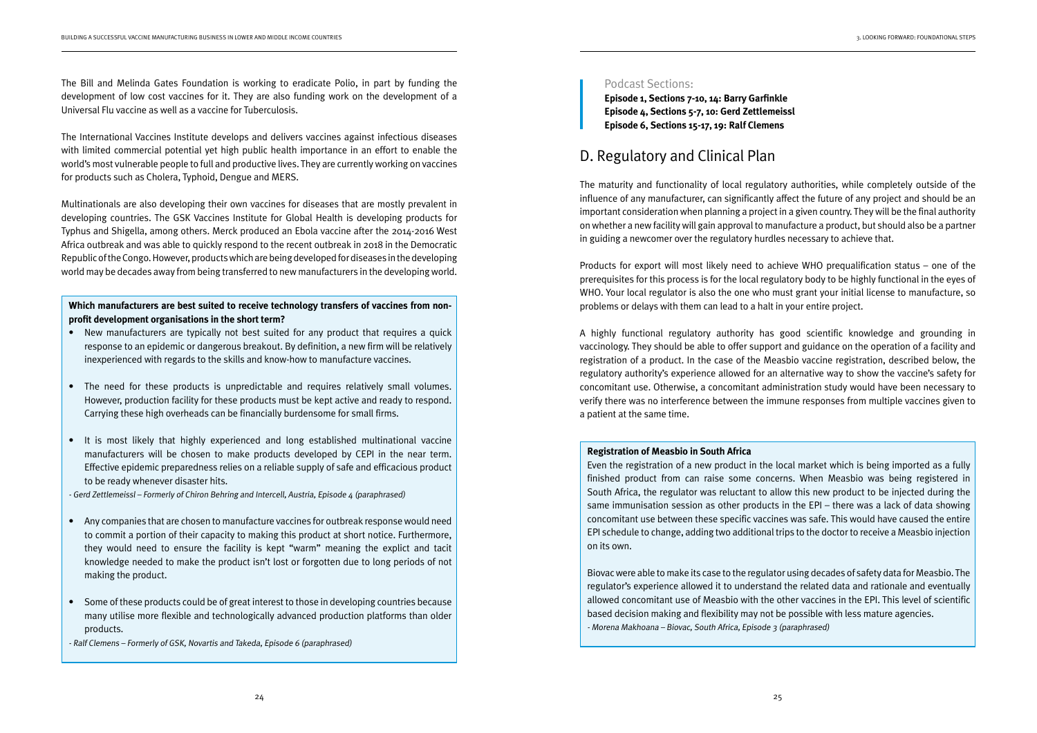The Bill and Melinda Gates Foundation is working to eradicate Polio, in part by funding the development of low cost vaccines for it. They are also funding work on the development of a Universal Flu vaccine as well as a vaccine for Tuberculosis.

The International Vaccines Institute develops and delivers vaccines against infectious diseases with limited commercial potential yet high public health importance in an effort to enable the world's most vulnerable people to full and productive lives. They are currently working on vaccines for products such as Cholera, Typhoid, Dengue and MERS.

Multinationals are also developing their own vaccines for diseases that are mostly prevalent in developing countries. The GSK Vaccines Institute for Global Health is developing products for Typhus and Shigella, among others. Merck produced an Ebola vaccine after the 2014-2016 West Africa outbreak and was able to quickly respond to the recent outbreak in 2018 in the Democratic Republic of the Congo. However, products which are being developed for diseases in the developing world may be decades away from being transferred to new manufacturers in the developing world.

**Which manufacturers are best suited to receive technology transfers of vaccines from non-profit development organisations in the short term?**

- New manufacturers are typically not best suited for any product that requires a quick response to an epidemic or dangerous breakout. By definition, a new firm will be relatively inexperienced with regards to the skills and know-how to manufacture vaccines.
- The need for these products is unpredictable and requires relatively small volumes. However, production facility for these products must be kept active and ready to respond. Carrying these high overheads can be financially burdensome for small firms.
- It is most likely that highly experienced and long established multinational vaccine manufacturers will be chosen to make products developed by CEPI in the near term. Effective epidemic preparedness relies on a reliable supply of safe and efficacious product to be ready whenever disaster hits.

*- Gerd Zettlemeissl – Formerly of Chiron Behring and Intercell, Austria, Episode 4 (paraphrased)*

- Any companies that are chosen to manufacture vaccines for outbreak response would need to commit a portion of their capacity to making this product at short notice. Furthermore, they would need to ensure the facility is kept "warm" meaning the explict and tacit knowledge needed to make the product isn't lost or forgotten due to long periods of not making the product.
- Some of these products could be of great interest to those in developing countries because many utilise more flexible and technologically advanced production platforms than older products.

*- Ralf Clemens – Formerly of GSK, Novartis and Takeda, Episode 6 (paraphrased)*

Podcast Sections:

**Episode 1, Sections 7-10, 14: Barry Garfinkle**
**Episode 4, Sections 5-7, 10: Gerd Zettlemeissl**
**Episode 6, Sections 15-17, 19: Ralf Clemens**

## D. Regulatory and Clinical Plan

The maturity and functionality of local regulatory authorities, while completely outside of the influence of any manufacturer, can significantly affect the future of any project and should be an important consideration when planning a project in a given country. They will be the final authority on whether a new facility will gain approval to manufacture a product, but should also be a partner in guiding a newcomer over the regulatory hurdles necessary to achieve that.

Products for export will most likely need to achieve WHO prequalification status – one of the prerequisites for this process is for the local regulatory body to be highly functional in the eyes of WHO. Your local regulator is also the one who must grant your initial license to manufacture, so problems or delays with them can lead to a halt in your entire project.

A highly functional regulatory authority has good scientific knowledge and grounding in vaccinology. They should be able to offer support and guidance on the operation of a facility and registration of a product. In the case of the Measbio vaccine registration, described below, the regulatory authority's experience allowed for an alternative way to show the vaccine's safety for concomitant use. Otherwise, a concomitant administration study would have been necessary to verify there was no interference between the immune responses from multiple vaccines given to a patient at the same time.

**Registration of Measbio in South Africa**

Even the registration of a new product in the local market which is being imported as a fully finished product from can raise some concerns. When Measbio was being registered in South Africa, the regulator was reluctant to allow this new product to be injected during the same immunisation session as other products in the EPI – there was a lack of data showing concomitant use between these specific vaccines was safe. This would have caused the entire EPI schedule to change, adding two additional trips to the doctor to receive a Measbio injection on its own.

Biovac were able to make its case to the regulator using decades of safety data for Measbio. The regulator's experience allowed it to understand the related data and rationale and eventually allowed concomitant use of Measbio with the other vaccines in the EPI. This level of scientific based decision making and flexibility may not be possible with less mature agencies.

*- Morena Makhoana – Biovac, South Africa, Episode 3 (paraphrased)*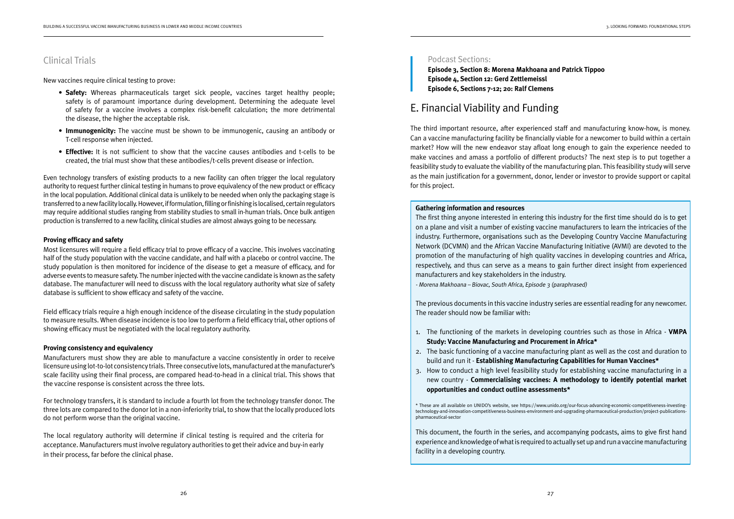## Clinical Trials

New vaccines require clinical testing to prove:

- **Safety:** Whereas pharmaceuticals target sick people, vaccines target healthy people; safety is of paramount importance during development. Determining the adequate level of safety for a vaccine involves a complex risk-benefit calculation; the more detrimental the disease, the higher the acceptable risk.
- **Immunogenicity:** The vaccine must be shown to be immunogenic, causing an antibody or T-cell response when injected.
- **Effective:** It is not sufficient to show that the vaccine causes antibodies and t-cells to be created, the trial must show that these antibodies/t-cells prevent disease or infection.

Even technology transfers of existing products to a new facility can often trigger the local regulatory authority to request further clinical testing in humans to prove equivalency of the new product or efficacy in the local population. Additional clinical data is unlikely to be needed when only the packaging stage is transferred to a new facility locally. However, if formulation, filling or finishing is localised, certain regulators may require additional studies ranging from stability studies to small in-human trials. Once bulk antigen production is transferred to a new facility, clinical studies are almost always going to be necessary.

#### Proving efficacy and safety

Most licensures will require a field efficacy trial to prove efficacy of a vaccine. This involves vaccinating half of the study population with the vaccine candidate, and half with a placebo or control vaccine. The study population is then monitored for incidence of the disease to get a measure of efficacy, and for adverse events to measure safety. The number injected with the vaccine candidate is known as the safety database. The manufacturer will need to discuss with the local regulatory authority what size of safety database is sufficient to show efficacy and safety of the vaccine.

Field efficacy trials require a high enough incidence of the disease circulating in the study population to measure results. When disease incidence is too low to perform a field efficacy trial, other options of showing efficacy must be negotiated with the local regulatory authority.

#### Proving consistency and equivalency

Manufacturers must show they are able to manufacture a vaccine consistently in order to receive licensure using lot-to-lot consistency trials. Three consecutive lots, manufactured at the manufacturer's scale facility using their final process, are compared head-to-head in a clinical trial. This shows that the vaccine response is consistent across the three lots.

For technology transfers, it is standard to include a fourth lot from the technology transfer donor. The three lots are compared to the donor lot in a non-inferiority trial, to show that the locally produced lots do not perform worse than the original vaccine.

The local regulatory authority will determine if clinical testing is required and the criteria for acceptance. Manufacturers must involve regulatory authorities to get their advice and buy-in early in their process, far before the clinical phase.

Podcast Sections:

**Episode 3, Section 8: Morena Makhoana and Patrick Tippoo**
**Episode 4, Section 12: Gerd Zettlemeissl**
**Episode 6, Sections 7-12; 20: Ralf Clemens**

## E. Financial Viability and Funding

The third important resource, after experienced staff and manufacturing know-how, is money. Can a vaccine manufacturing facility be financially viable for a newcomer to build within a certain market? How will the new endeavor stay afloat long enough to gain the experience needed to make vaccines and amass a portfolio of different products? The next step is to put together a feasibility study to evaluate the viability of the manufacturing plan. This feasibility study will serve as the main justification for a government, donor, lender or investor to provide support or capital for this project.

**Gathering information and resources**

The first thing anyone interested in entering this industry for the first time should do is to get on a plane and visit a number of existing vaccine manufacturers to learn the intricacies of the industry. Furthermore, organisations such as the Developing Country Vaccine Manufacturing Network (DCVMN) and the African Vaccine Manufacturing Initiative (AVMI) are devoted to the promotion of the manufacturing of high quality vaccines in developing countries and Africa, respectively, and thus can serve as a means to gain further direct insight from experienced manufacturers and key stakeholders in the industry.

*- Morena Makhoana – Biovac, South Africa, Episode 3 (paraphrased)*

The previous documents in this vaccine industry series are essential reading for any newcomer. The reader should now be familiar with:

1. The functioning of the markets in developing countries such as those in Africa - **VMPA Study: Vaccine Manufacturing and Procurement in Africa***
2. The basic functioning of a vaccine manufacturing plant as well as the cost and duration to build and run it - **Establishing Manufacturing Capabilities for Human Vaccines***
3. How to conduct a high level feasibility study for establishing vaccine manufacturing in a new country - **Commercialising vaccines: A methodology to identify potential market opportunities and conduct outline assessments***

\* These are all available on UNIDO's website, see https://www.unido.org/our-focus-advancing-economic-competitiveness-investing-technology-and-innovation-competitiveness-business-environment-and-upgrading-pharmaceutical-production/project-publications-pharmaceutical-sector

This document, the fourth in the series, and accompanying podcasts, aims to give first hand experience and knowledge of what is required to actually set up and run a vaccine manufacturing facility in a developing country.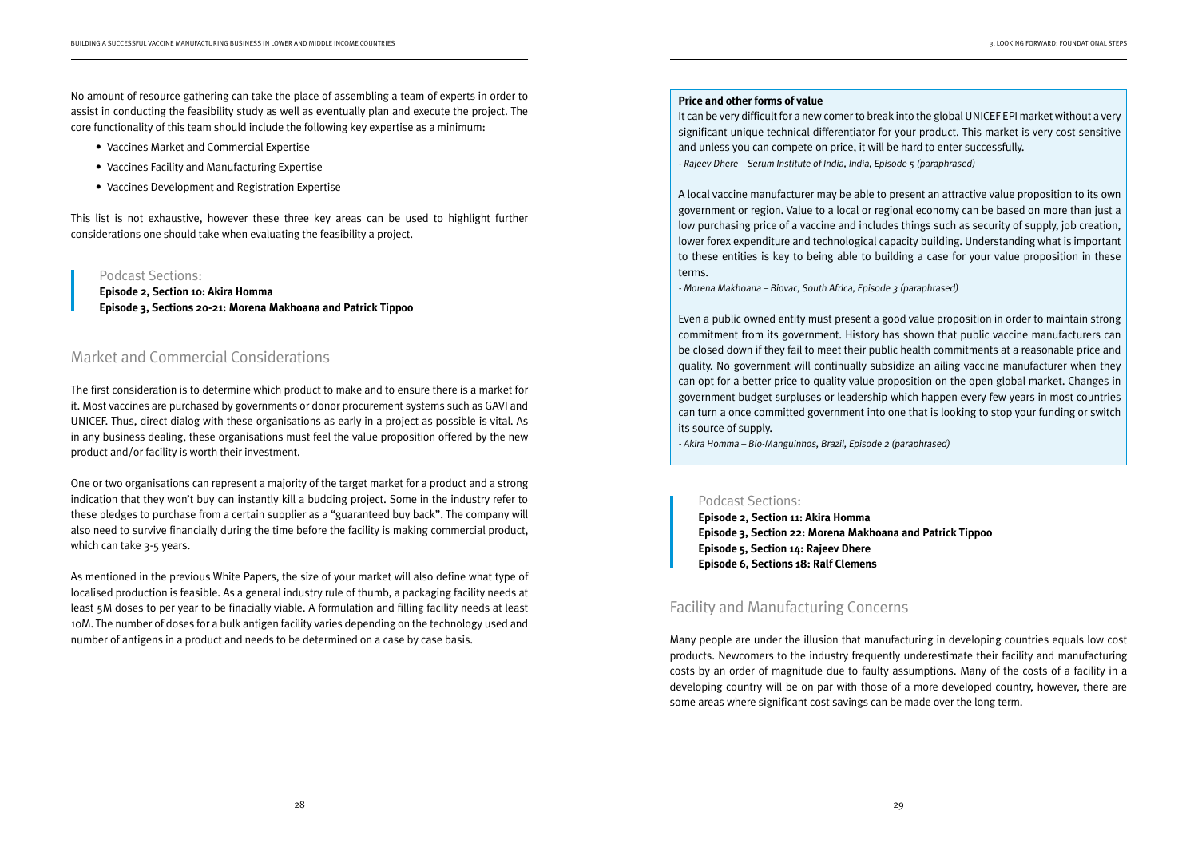No amount of resource gathering can take the place of assembling a team of experts in order to assist in conducting the feasibility study as well as eventually plan and execute the project. The core functionality of this team should include the following key expertise as a minimum:

- Vaccines Market and Commercial Expertise
- Vaccines Facility and Manufacturing Expertise
- Vaccines Development and Registration Expertise

This list is not exhaustive, however these three key areas can be used to highlight further considerations one should take when evaluating the feasibility a project.

> Podcast Sections:
> **Episode 2, Section 10: Akira Homma**
> **Episode 3, Sections 20-21: Morena Makhoana and Patrick Tippoo**

## Market and Commercial Considerations

The first consideration is to determine which product to make and to ensure there is a market for it. Most vaccines are purchased by governments or donor procurement systems such as GAVI and UNICEF. Thus, direct dialog with these organisations as early in a project as possible is vital. As in any business dealing, these organisations must feel the value proposition offered by the new product and/or facility is worth their investment.

One or two organisations can represent a majority of the target market for a product and a strong indication that they won't buy can instantly kill a budding project. Some in the industry refer to these pledges to purchase from a certain supplier as a "guaranteed buy back". The company will also need to survive financially during the time before the facility is making commercial product, which can take 3-5 years.

As mentioned in the previous White Papers, the size of your market will also define what type of localised production is feasible. As a general industry rule of thumb, a packaging facility needs at least 5M doses to per year to be finacially viable. A formulation and filling facility needs at least 10M. The number of doses for a bulk antigen facility varies depending on the technology used and number of antigens in a product and needs to be determined on a case by case basis.

> **Price and other forms of value**
>
> It can be very difficult for a new comer to break into the global UNICEF EPI market without a very significant unique technical differentiator for your product. This market is very cost sensitive and unless you can compete on price, it will be hard to enter successfully.
> *- Rajeev Dhere – Serum Institute of India, India, Episode 5 (paraphrased)*
>
> A local vaccine manufacturer may be able to present an attractive value proposition to its own government or region. Value to a local or regional economy can be based on more than just a low purchasing price of a vaccine and includes things such as security of supply, job creation, lower forex expenditure and technological capacity building. Understanding what is important to these entities is key to being able to building a case for your value proposition in these terms.
> *- Morena Makhoana – Biovac, South Africa, Episode 3 (paraphrased)*
>
> Even a public owned entity must present a good value proposition in order to maintain strong commitment from its government. History has shown that public vaccine manufacturers can be closed down if they fail to meet their public health commitments at a reasonable price and quality. No government will continually subsidize an ailing vaccine manufacturer when they can opt for a better price to quality value proposition on the open global market. Changes in government budget surpluses or leadership which happen every few years in most countries can turn a once committed government into one that is looking to stop your funding or switch its source of supply.
> *- Akira Homma – Bio-Manguinhos, Brazil, Episode 2 (paraphrased)*

> Podcast Sections:
> **Episode 2, Section 11: Akira Homma**
> **Episode 3, Section 22: Morena Makhoana and Patrick Tippoo**
> **Episode 5, Section 14: Rajeev Dhere**
> **Episode 6, Sections 18: Ralf Clemens**

## Facility and Manufacturing Concerns

Many people are under the illusion that manufacturing in developing countries equals low cost products. Newcomers to the industry frequently underestimate their facility and manufacturing costs by an order of magnitude due to faulty assumptions. Many of the costs of a facility in a developing country will be on par with those of a more developed country, however, there are some areas where significant cost savings can be made over the long term.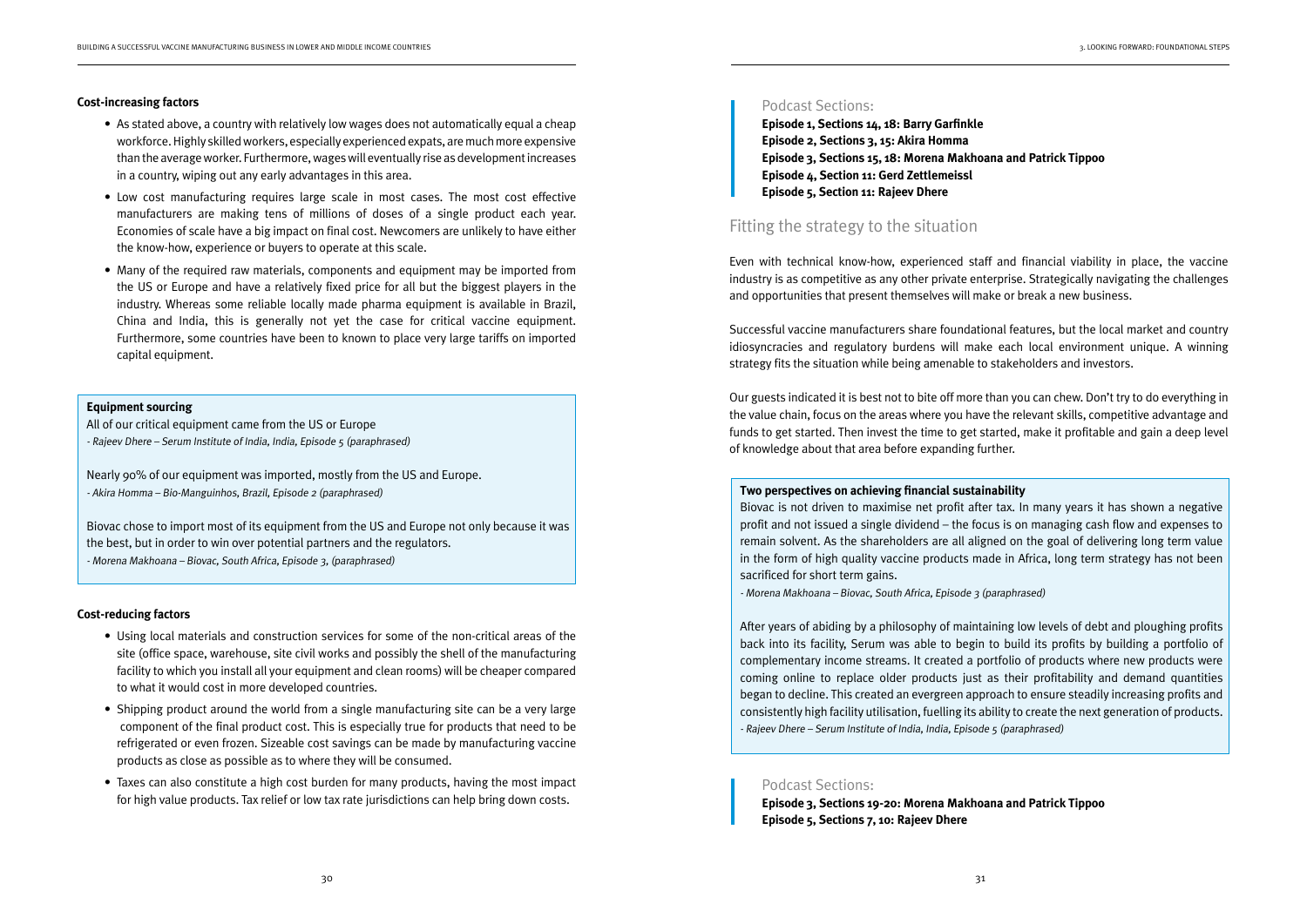**Cost-increasing factors**

- As stated above, a country with relatively low wages does not automatically equal a cheap workforce. Highly skilled workers, especially experienced expats, are much more expensive than the average worker. Furthermore, wages will eventually rise as development increases in a country, wiping out any early advantages in this area.
- Low cost manufacturing requires large scale in most cases. The most cost effective manufacturers are making tens of millions of doses of a single product each year. Economies of scale have a big impact on final cost. Newcomers are unlikely to have either the know-how, experience or buyers to operate at this scale.
- Many of the required raw materials, components and equipment may be imported from the US or Europe and have a relatively fixed price for all but the biggest players in the industry. Whereas some reliable locally made pharma equipment is available in Brazil, China and India, this is generally not yet the case for critical vaccine equipment. Furthermore, some countries have been to known to place very large tariffs on imported capital equipment.

**Equipment sourcing**

All of our critical equipment came from the US or Europe
*- Rajeev Dhere – Serum Institute of India, India, Episode 5 (paraphrased)*

Nearly 90% of our equipment was imported, mostly from the US and Europe.
*- Akira Homma – Bio-Manguinhos, Brazil, Episode 2 (paraphrased)*

Biovac chose to import most of its equipment from the US and Europe not only because it was the best, but in order to win over potential partners and the regulators.
*- Morena Makhoana – Biovac, South Africa, Episode 3, (paraphrased)*

**Cost-reducing factors**

- Using local materials and construction services for some of the non-critical areas of the site (office space, warehouse, site civil works and possibly the shell of the manufacturing facility to which you install all your equipment and clean rooms) will be cheaper compared to what it would cost in more developed countries.
- Shipping product around the world from a single manufacturing site can be a very large component of the final product cost. This is especially true for products that need to be refrigerated or even frozen. Sizeable cost savings can be made by manufacturing vaccine products as close as possible as to where they will be consumed.
- Taxes can also constitute a high cost burden for many products, having the most impact for high value products. Tax relief or low tax rate jurisdictions can help bring down costs.

Podcast Sections:

**Episode 1, Sections 14, 18: Barry Garfinkle**
**Episode 2, Sections 3, 15: Akira Homma**
**Episode 3, Sections 15, 18: Morena Makhoana and Patrick Tippoo**
**Episode 4, Section 11: Gerd Zettlemeissl**
**Episode 5, Section 11: Rajeev Dhere**

## Fitting the strategy to the situation

Even with technical know-how, experienced staff and financial viability in place, the vaccine industry is as competitive as any other private enterprise. Strategically navigating the challenges and opportunities that present themselves will make or break a new business.

Successful vaccine manufacturers share foundational features, but the local market and country idiosyncracies and regulatory burdens will make each local environment unique. A winning strategy fits the situation while being amenable to stakeholders and investors.

Our guests indicated it is best not to bite off more than you can chew. Don't try to do everything in the value chain, focus on the areas where you have the relevant skills, competitive advantage and funds to get started. Then invest the time to get started, make it profitable and gain a deep level of knowledge about that area before expanding further.

**Two perspectives on achieving financial sustainability**

Biovac is not driven to maximise net profit after tax. In many years it has shown a negative profit and not issued a single dividend – the focus is on managing cash flow and expenses to remain solvent. As the shareholders are all aligned on the goal of delivering long term value in the form of high quality vaccine products made in Africa, long term strategy has not been sacrificed for short term gains.
*- Morena Makhoana – Biovac, South Africa, Episode 3 (paraphrased)*

After years of abiding by a philosophy of maintaining low levels of debt and ploughing profits back into its facility, Serum was able to begin to build its profits by building a portfolio of complementary income streams. It created a portfolio of products where new products were coming online to replace older products just as their profitability and demand quantities began to decline. This created an evergreen approach to ensure steadily increasing profits and consistently high facility utilisation, fuelling its ability to create the next generation of products.
*- Rajeev Dhere – Serum Institute of India, India, Episode 5 (paraphrased)*

Podcast Sections:

**Episode 3, Sections 19-20: Morena Makhoana and Patrick Tippoo**
**Episode 5, Sections 7, 10: Rajeev Dhere**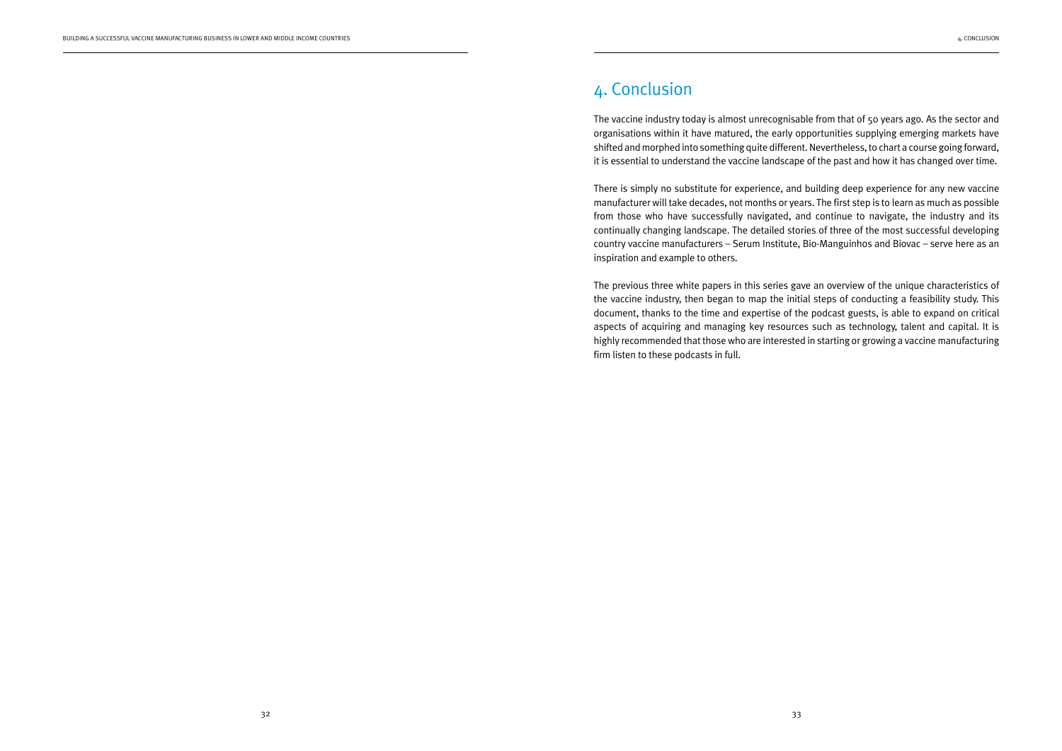# 4. Conclusion

The vaccine industry today is almost unrecognisable from that of 50 years ago. As the sector and organisations within it have matured, the early opportunities supplying emerging markets have shifted and morphed into something quite different. Nevertheless, to chart a course going forward, it is essential to understand the vaccine landscape of the past and how it has changed over time.

There is simply no substitute for experience, and building deep experience for any new vaccine manufacturer will take decades, not months or years. The first step is to learn as much as possible from those who have successfully navigated, and continue to navigate, the industry and its continually changing landscape. The detailed stories of three of the most successful developing country vaccine manufacturers – Serum Institute, Bio-Manguinhos and Biovac – serve here as an inspiration and example to others.

The previous three white papers in this series gave an overview of the unique characteristics of the vaccine industry, then began to map the initial steps of conducting a feasibility study. This document, thanks to the time and expertise of the podcast guests, is able to expand on critical aspects of acquiring and managing key resources such as technology, talent and capital. It is highly recommended that those who are interested in starting or growing a vaccine manufacturing firm listen to these podcasts in full.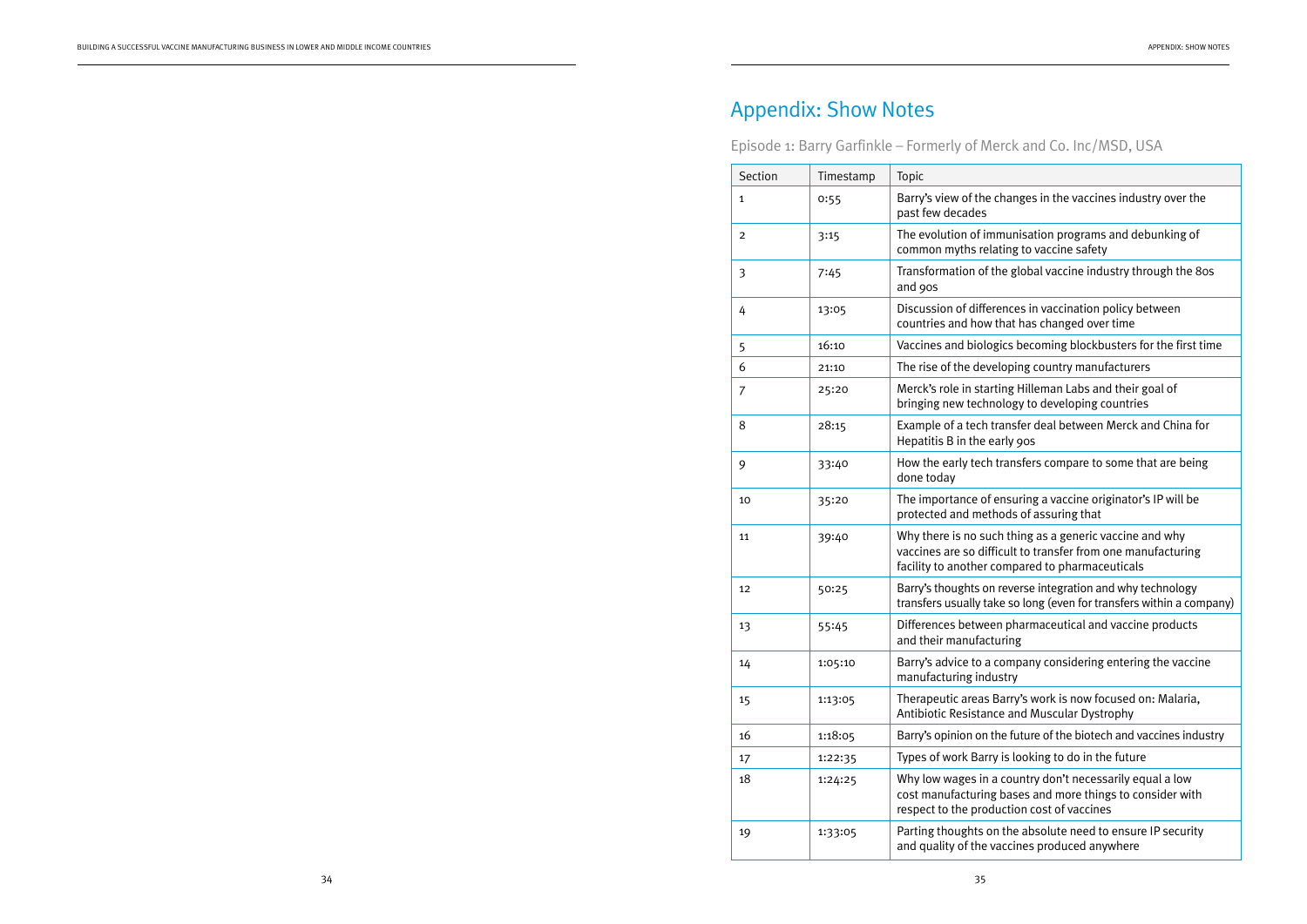# Appendix: Show Notes

## Episode 1: Barry Garfinkle – Formerly of Merck and Co. Inc/MSD, USA

| Section | Timestamp | Topic |
|---|---|---|
| 1 | 0:55 | Barry's view of the changes in the vaccines industry over the past few decades |
| 2 | 3:15 | The evolution of immunisation programs and debunking of common myths relating to vaccine safety |
| 3 | 7:45 | Transformation of the global vaccine industry through the 80s and 90s |
| 4 | 13:05 | Discussion of differences in vaccination policy between countries and how that has changed over time |
| 5 | 16:10 | Vaccines and biologics becoming blockbusters for the first time |
| 6 | 21:10 | The rise of the developing country manufacturers |
| 7 | 25:20 | Merck's role in starting Hilleman Labs and their goal of bringing new technology to developing countries |
| 8 | 28:15 | Example of a tech transfer deal between Merck and China for Hepatitis B in the early 90s |
| 9 | 33:40 | How the early tech transfers compare to some that are being done today |
| 10 | 35:20 | The importance of ensuring a vaccine originator's IP will be protected and methods of assuring that |
| 11 | 39:40 | Why there is no such thing as a generic vaccine and why vaccines are so difficult to transfer from one manufacturing facility to another compared to pharmaceuticals |
| 12 | 50:25 | Barry's thoughts on reverse integration and why technology transfers usually take so long (even for transfers within a company) |
| 13 | 55:45 | Differences between pharmaceutical and vaccine products and their manufacturing |
| 14 | 1:05:10 | Barry's advice to a company considering entering the vaccine manufacturing industry |
| 15 | 1:13:05 | Therapeutic areas Barry's work is now focused on: Malaria, Antibiotic Resistance and Muscular Dystrophy |
| 16 | 1:18:05 | Barry's opinion on the future of the biotech and vaccines industry |
| 17 | 1:22:35 | Types of work Barry is looking to do in the future |
| 18 | 1:24:25 | Why low wages in a country don't necessarily equal a low cost manufacturing bases and more things to consider with respect to the production cost of vaccines |
| 19 | 1:33:05 | Parting thoughts on the absolute need to ensure IP security and quality of the vaccines produced anywhere |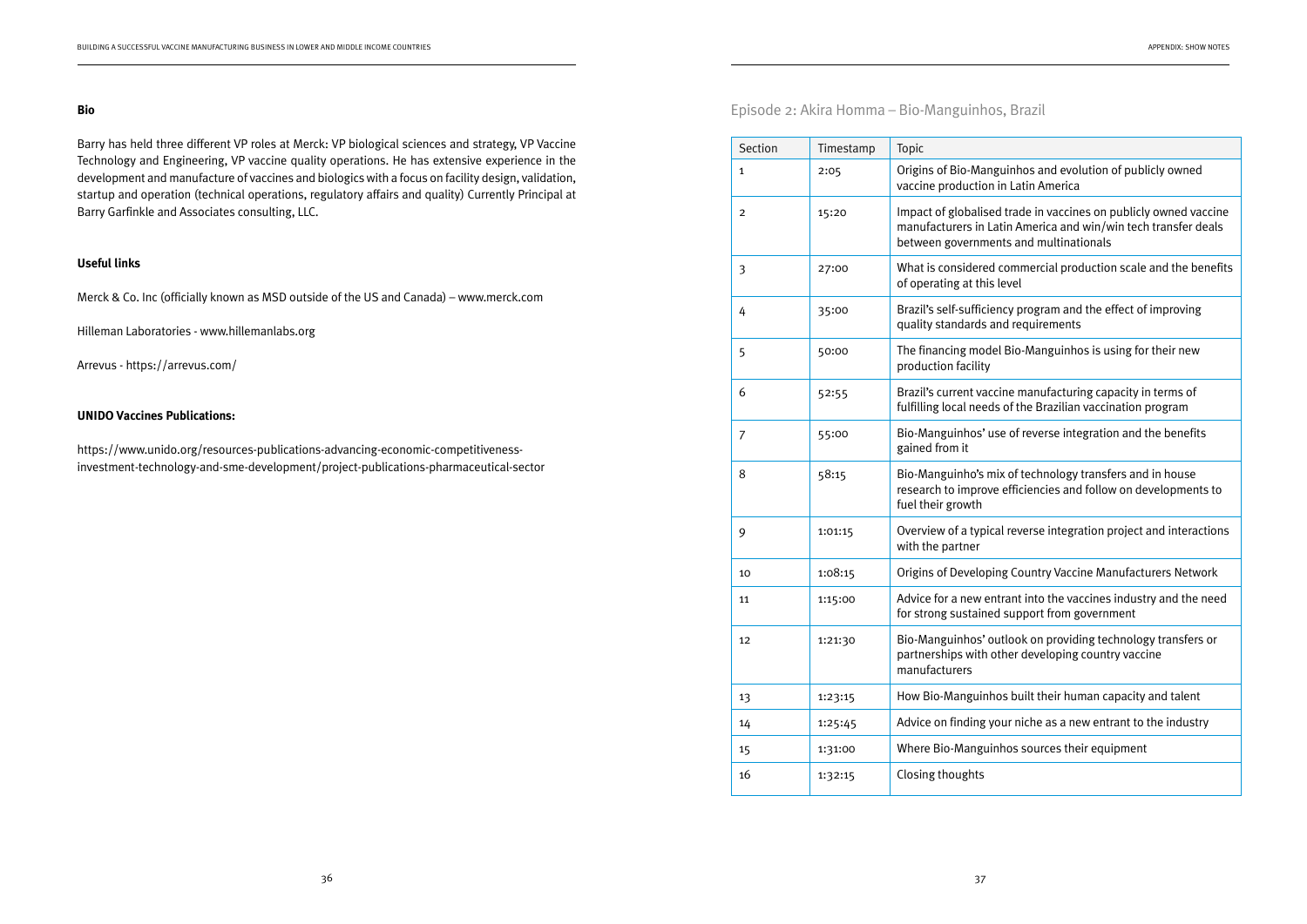**Bio**

Barry has held three different VP roles at Merck: VP biological sciences and strategy, VP Vaccine Technology and Engineering, VP vaccine quality operations. He has extensive experience in the development and manufacture of vaccines and biologics with a focus on facility design, validation, startup and operation (technical operations, regulatory affairs and quality) Currently Principal at Barry Garfinkle and Associates consulting, LLC.

**Useful links**

Merck & Co. Inc (officially known as MSD outside of the US and Canada) – www.merck.com

Hilleman Laboratories - www.hillemanlabs.org

Arrevus - https://arrevus.com/

**UNIDO Vaccines Publications:**

https://www.unido.org/resources-publications-advancing-economic-competitiveness-investment-technology-and-sme-development/project-publications-pharmaceutical-sector

## Episode 2: Akira Homma – Bio-Manguinhos, Brazil

| Section | Timestamp | Topic |
|---|---|---|
| 1 | 2:05 | Origins of Bio-Manguinhos and evolution of publicly owned vaccine production in Latin America |
| 2 | 15:20 | Impact of globalised trade in vaccines on publicly owned vaccine manufacturers in Latin America and win/win tech transfer deals between governments and multinationals |
| 3 | 27:00 | What is considered commercial production scale and the benefits of operating at this level |
| 4 | 35:00 | Brazil's self-sufficiency program and the effect of improving quality standards and requirements |
| 5 | 50:00 | The financing model Bio-Manguinhos is using for their new production facility |
| 6 | 52:55 | Brazil's current vaccine manufacturing capacity in terms of fulfilling local needs of the Brazilian vaccination program |
| 7 | 55:00 | Bio-Manguinhos' use of reverse integration and the benefits gained from it |
| 8 | 58:15 | Bio-Manguinho's mix of technology transfers and in house research to improve efficiencies and follow on developments to fuel their growth |
| 9 | 1:01:15 | Overview of a typical reverse integration project and interactions with the partner |
| 10 | 1:08:15 | Origins of Developing Country Vaccine Manufacturers Network |
| 11 | 1:15:00 | Advice for a new entrant into the vaccines industry and the need for strong sustained support from government |
| 12 | 1:21:30 | Bio-Manguinhos' outlook on providing technology transfers or partnerships with other developing country vaccine manufacturers |
| 13 | 1:23:15 | How Bio-Manguinhos built their human capacity and talent |
| 14 | 1:25:45 | Advice on finding your niche as a new entrant to the industry |
| 15 | 1:31:00 | Where Bio-Manguinhos sources their equipment |
| 16 | 1:32:15 | Closing thoughts |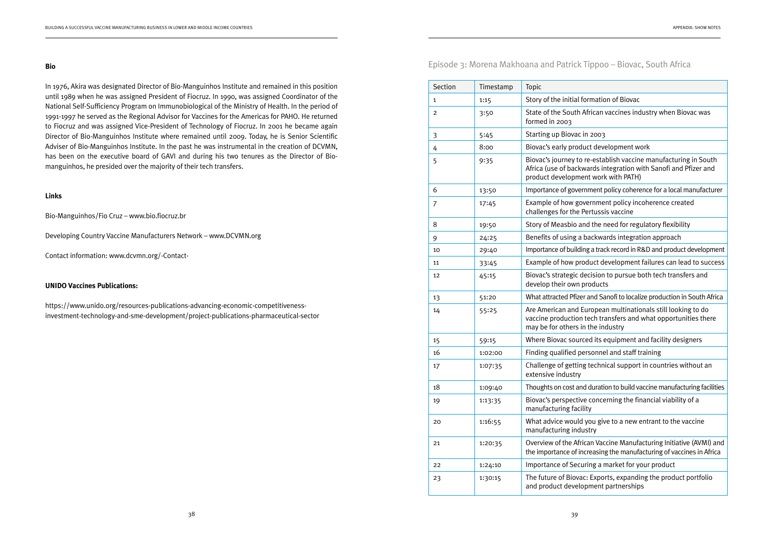**Bio**

In 1976, Akira was designated Director of Bio-Manguinhos Institute and remained in this position until 1989 when he was assigned President of Fiocruz. In 1990, was assigned Coordinator of the National Self-Sufficiency Program on Immunobiological of the Ministry of Health. In the period of 1991-1997 he served as the Regional Advisor for Vaccines for the Americas for PAHO. He returned to Fiocruz and was assigned Vice-President of Technology of Fiocruz. In 2001 he became again Director of Bio-Manguinhos Institute where remained until 2009. Today, he is Senior Scientific Adviser of Bio-Manguinhos Institute. In the past he was instrumental in the creation of DCVMN, has been on the executive board of GAVI and during his two tenures as the Director of Bio-manguinhos, he presided over the majority of their tech transfers.

**Links**

Bio-Manguinhos/Fio Cruz – www.bio.fiocruz.br

Developing Country Vaccine Manufacturers Network – www.DCVMN.org

Contact information: www.dcvmn.org/-Contact-

**UNIDO Vaccines Publications:**

https://www.unido.org/resources-publications-advancing-economic-competitiveness-investment-technology-and-sme-development/project-publications-pharmaceutical-sector

## Episode 3: Morena Makhoana and Patrick Tippoo – Biovac, South Africa

| Section | Timestamp | Topic |
|---|---|---|
| 1 | 1:15 | Story of the initial formation of Biovac |
| 2 | 3:50 | State of the South African vaccines industry when Biovac was formed in 2003 |
| 3 | 5:45 | Starting up Biovac in 2003 |
| 4 | 8:00 | Biovac's early product development work |
| 5 | 9:35 | Biovac's journey to re-establish vaccine manufacturing in South Africa (use of backwards integration with Sanofi and Pfizer and product development work with PATH) |
| 6 | 13:50 | Importance of government policy coherence for a local manufacturer |
| 7 | 17:45 | Example of how government policy incoherence created challenges for the Pertussis vaccine |
| 8 | 19:50 | Story of Measbio and the need for regulatory flexibility |
| 9 | 24:25 | Benefits of using a backwards integration approach |
| 10 | 29:40 | Importance of building a track record in R&D and product development |
| 11 | 33:45 | Example of how product development failures can lead to success |
| 12 | 45:15 | Biovac's strategic decision to pursue both tech transfers and develop their own products |
| 13 | 51:20 | What attracted Pfizer and Sanofi to localize production in South Africa |
| 14 | 55:25 | Are American and European multinationals still looking to do vaccine production tech transfers and what opportunities there may be for others in the industry |
| 15 | 59:15 | Where Biovac sourced its equipment and facility designers |
| 16 | 1:02:00 | Finding qualified personnel and staff training |
| 17 | 1:07:35 | Challenge of getting technical support in countries without an extensive industry |
| 18 | 1:09:40 | Thoughts on cost and duration to build vaccine manufacturing facilities |
| 19 | 1:13:35 | Biovac's perspective concerning the financial viability of a manufacturing facility |
| 20 | 1:16:55 | What advice would you give to a new entrant to the vaccine manufacturing industry |
| 21 | 1:20:35 | Overview of the African Vaccine Manufacturing Initiative (AVMI) and the importance of increasing the manufacturing of vaccines in Africa |
| 22 | 1:24:10 | Importance of Securing a market for your product |
| 23 | 1:30:15 | The future of Biovac: Exports, expanding the product portfolio and product development partnerships |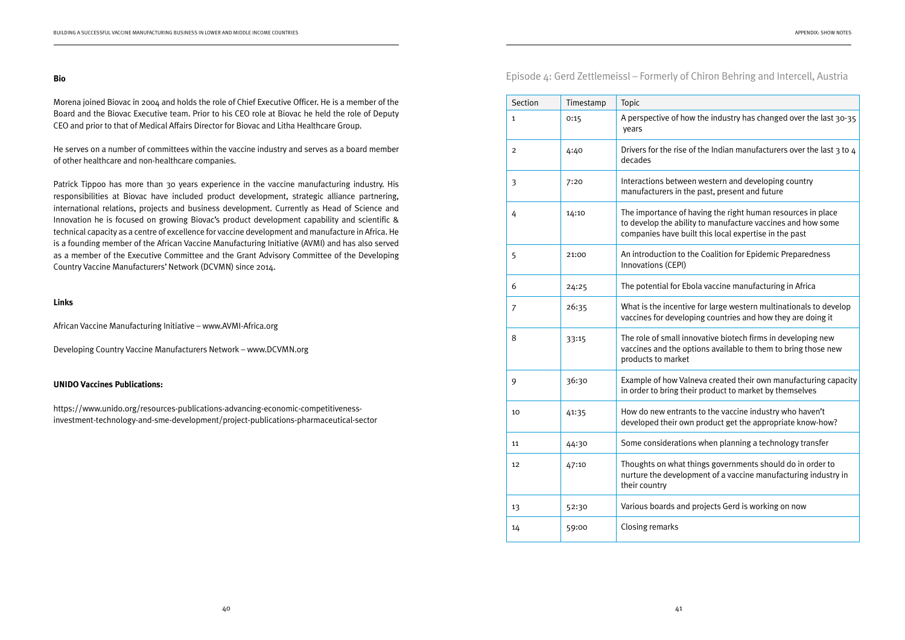**Bio**

Morena joined Biovac in 2004 and holds the role of Chief Executive Officer. He is a member of the Board and the Biovac Executive team. Prior to his CEO role at Biovac he held the role of Deputy CEO and prior to that of Medical Affairs Director for Biovac and Litha Healthcare Group.

He serves on a number of committees within the vaccine industry and serves as a board member of other healthcare and non-healthcare companies.

Patrick Tippoo has more than 30 years experience in the vaccine manufacturing industry. His responsibilities at Biovac have included product development, strategic alliance partnering, international relations, projects and business development. Currently as Head of Science and Innovation he is focused on growing Biovac's product development capability and scientific & technical capacity as a centre of excellence for vaccine development and manufacture in Africa. He is a founding member of the African Vaccine Manufacturing Initiative (AVMI) and has also served as a member of the Executive Committee and the Grant Advisory Committee of the Developing Country Vaccine Manufacturers' Network (DCVMN) since 2014.

**Links**

African Vaccine Manufacturing Initiative – www.AVMI-Africa.org

Developing Country Vaccine Manufacturers Network – www.DCVMN.org

**UNIDO Vaccines Publications:**

https://www.unido.org/resources-publications-advancing-economic-competitiveness-investment-technology-and-sme-development/project-publications-pharmaceutical-sector

## Episode 4: Gerd Zettlemeissl – Formerly of Chiron Behring and Intercell, Austria

| Section | Timestamp | Topic |
|---|---|---|
| 1 | 0:15 | A perspective of how the industry has changed over the last 30-35 years |
| 2 | 4:40 | Drivers for the rise of the Indian manufacturers over the last 3 to 4 decades |
| 3 | 7:20 | Interactions between western and developing country manufacturers in the past, present and future |
| 4 | 14:10 | The importance of having the right human resources in place to develop the ability to manufacture vaccines and how some companies have built this local expertise in the past |
| 5 | 21:00 | An introduction to the Coalition for Epidemic Preparedness Innovations (CEPI) |
| 6 | 24:25 | The potential for Ebola vaccine manufacturing in Africa |
| 7 | 26:35 | What is the incentive for large western multinationals to develop vaccines for developing countries and how they are doing it |
| 8 | 33:15 | The role of small innovative biotech firms in developing new vaccines and the options available to them to bring those new products to market |
| 9 | 36:30 | Example of how Valneva created their own manufacturing capacity in order to bring their product to market by themselves |
| 10 | 41:35 | How do new entrants to the vaccine industry who haven't developed their own product get the appropriate know-how? |
| 11 | 44:30 | Some considerations when planning a technology transfer |
| 12 | 47:10 | Thoughts on what things governments should do in order to nurture the development of a vaccine manufacturing industry in their country |
| 13 | 52:30 | Various boards and projects Gerd is working on now |
| 14 | 59:00 | Closing remarks |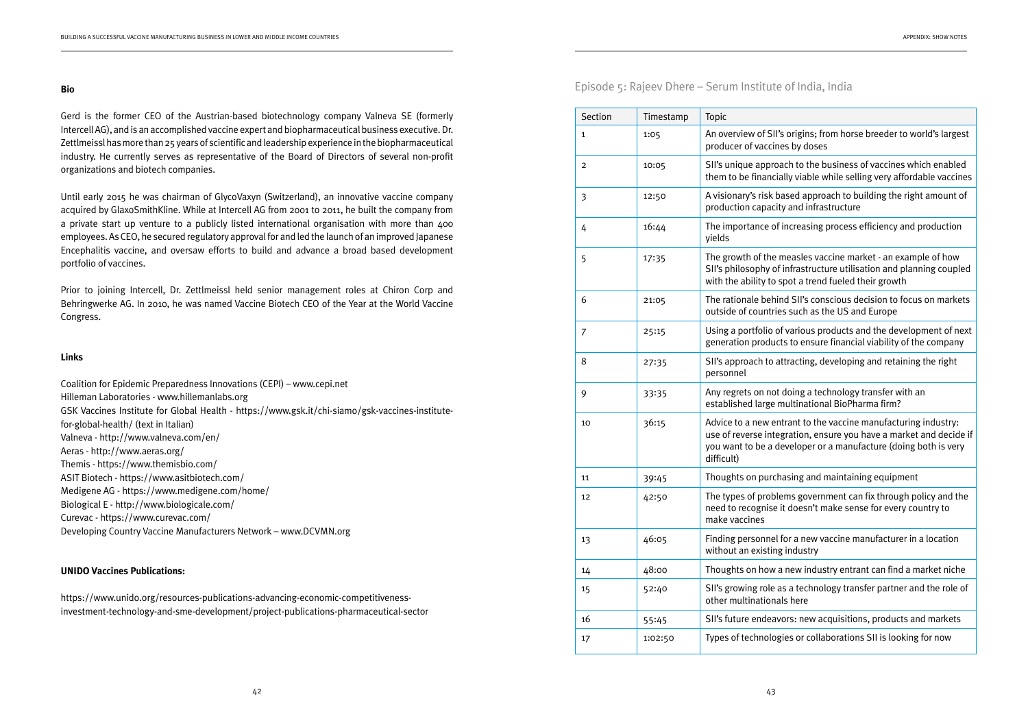**Bio**

Gerd is the former CEO of the Austrian-based biotechnology company Valneva SE (formerly Intercell AG), and is an accomplished vaccine expert and biopharmaceutical business executive. Dr. Zettlmeissl has more than 25 years of scientific and leadership experience in the biopharmaceutical industry. He currently serves as representative of the Board of Directors of several non-profit organizations and biotech companies.

Until early 2015 he was chairman of GlycoVaxyn (Switzerland), an innovative vaccine company acquired by GlaxoSmithKline. While at Intercell AG from 2001 to 2011, he built the company from a private start up venture to a publicly listed international organisation with more than 400 employees. As CEO, he secured regulatory approval for and led the launch of an improved Japanese Encephalitis vaccine, and oversaw efforts to build and advance a broad based development portfolio of vaccines.

Prior to joining Intercell, Dr. Zettlmeissl held senior management roles at Chiron Corp and Behringwerke AG. In 2010, he was named Vaccine Biotech CEO of the Year at the World Vaccine Congress.

**Links**

Coalition for Epidemic Preparedness Innovations (CEPI) – www.cepi.net
Hilleman Laboratories - www.hillemanlabs.org
GSK Vaccines Institute for Global Health - https://www.gsk.it/chi-siamo/gsk-vaccines-institute-for-global-health/ (text in Italian)
Valneva - http://www.valneva.com/en/
Aeras - http://www.aeras.org/
Themis - https://www.themisbio.com/
ASIT Biotech - https://www.asitbiotech.com/
Medigene AG - https://www.medigene.com/home/
Biological E - http://www.biologicale.com/
Curevac - https://www.curevac.com/
Developing Country Vaccine Manufacturers Network – www.DCVMN.org

**UNIDO Vaccines Publications:**

https://www.unido.org/resources-publications-advancing-economic-competitiveness-investment-technology-and-sme-development/project-publications-pharmaceutical-sector

## Episode 5: Rajeev Dhere – Serum Institute of India, India

| Section | Timestamp | Topic |
|---|---|---|
| 1 | 1:05 | An overview of SII's origins; from horse breeder to world's largest producer of vaccines by doses |
| 2 | 10:05 | SII's unique approach to the business of vaccines which enabled them to be financially viable while selling very affordable vaccines |
| 3 | 12:50 | A visionary's risk based approach to building the right amount of production capacity and infrastructure |
| 4 | 16:44 | The importance of increasing process efficiency and production yields |
| 5 | 17:35 | The growth of the measles vaccine market - an example of how SII's philosophy of infrastructure utilisation and planning coupled with the ability to spot a trend fueled their growth |
| 6 | 21:05 | The rationale behind SII's conscious decision to focus on markets outside of countries such as the US and Europe |
| 7 | 25:15 | Using a portfolio of various products and the development of next generation products to ensure financial viability of the company |
| 8 | 27:35 | SII's approach to attracting, developing and retaining the right personnel |
| 9 | 33:35 | Any regrets on not doing a technology transfer with an established large multinational BioPharma firm? |
| 10 | 36:15 | Advice to a new entrant to the vaccine manufacturing industry: use of reverse integration, ensure you have a market and decide if you want to be a developer or a manufacture (doing both is very difficult) |
| 11 | 39:45 | Thoughts on purchasing and maintaining equipment |
| 12 | 42:50 | The types of problems government can fix through policy and the need to recognise it doesn't make sense for every country to make vaccines |
| 13 | 46:05 | Finding personnel for a new vaccine manufacturer in a location without an existing industry |
| 14 | 48:00 | Thoughts on how a new industry entrant can find a market niche |
| 15 | 52:40 | SII's growing role as a technology transfer partner and the role of other multinationals here |
| 16 | 55:45 | SII's future endeavors: new acquisitions, products and markets |
| 17 | 1:02:50 | Types of technologies or collaborations SII is looking for now |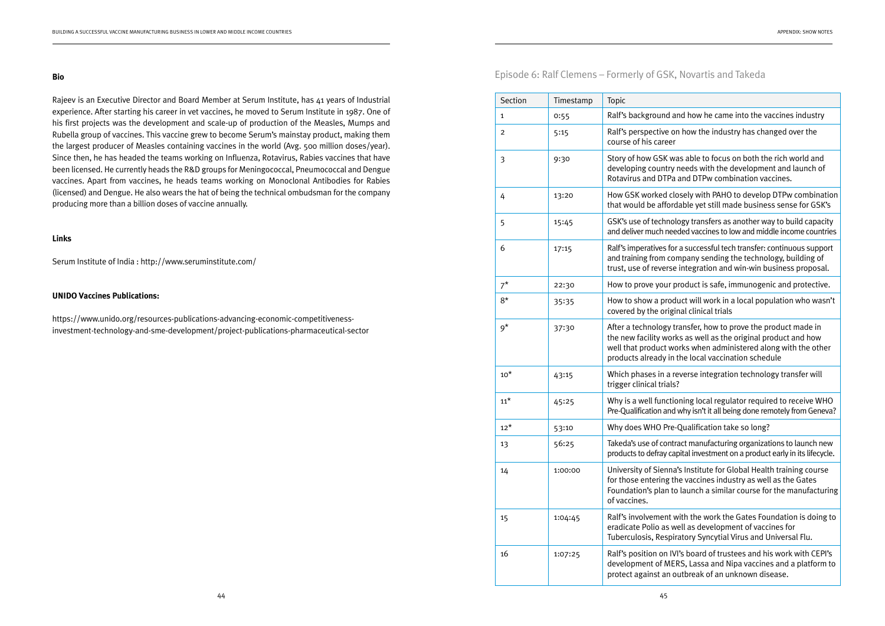**Bio**

Rajeev is an Executive Director and Board Member at Serum Institute, has 41 years of Industrial experience. After starting his career in vet vaccines, he moved to Serum Institute in 1987. One of his first projects was the development and scale-up of production of the Measles, Mumps and Rubella group of vaccines. This vaccine grew to become Serum's mainstay product, making them the largest producer of Measles containing vaccines in the world (Avg. 500 million doses/year). Since then, he has headed the teams working on Influenza, Rotavirus, Rabies vaccines that have been licensed. He currently heads the R&D groups for Meningococcal, Pneumococcal and Dengue vaccines. Apart from vaccines, he heads teams working on Monoclonal Antibodies for Rabies (licensed) and Dengue. He also wears the hat of being the technical ombudsman for the company producing more than a billion doses of vaccine annually.

**Links**

Serum Institute of India : http://www.seruminstitute.com/

**UNIDO Vaccines Publications:**

https://www.unido.org/resources-publications-advancing-economic-competitiveness-investment-technology-and-sme-development/project-publications-pharmaceutical-sector

## Episode 6: Ralf Clemens – Formerly of GSK, Novartis and Takeda

| Section | Timestamp | Topic |
|---|---|---|
| 1 | 0:55 | Ralf's background and how he came into the vaccines industry |
| 2 | 5:15 | Ralf's perspective on how the industry has changed over the course of his career |
| 3 | 9:30 | Story of how GSK was able to focus on both the rich world and developing country needs with the development and launch of Rotavirus and DTPa and DTPw combination vaccines. |
| 4 | 13:20 | How GSK worked closely with PAHO to develop DTPw combination that would be affordable yet still made business sense for GSK's |
| 5 | 15:45 | GSK's use of technology transfers as another way to build capacity and deliver much needed vaccines to low and middle income countries |
| 6 | 17:15 | Ralf's imperatives for a successful tech transfer: continuous support and training from company sending the technology, building of trust, use of reverse integration and win-win business proposal. |
| 7* | 22:30 | How to prove your product is safe, immunogenic and protective. |
| 8* | 35:35 | How to show a product will work in a local population who wasn't covered by the original clinical trials |
| 9* | 37:30 | After a technology transfer, how to prove the product made in the new facility works as well as the original product and how well that product works when administered along with the other products already in the local vaccination schedule |
| 10* | 43:15 | Which phases in a reverse integration technology transfer will trigger clinical trials? |
| 11* | 45:25 | Why is a well functioning local regulator required to receive WHO Pre-Qualification and why isn't it all being done remotely from Geneva? |
| 12* | 53:10 | Why does WHO Pre-Qualification take so long? |
| 13 | 56:25 | Takeda's use of contract manufacturing organizations to launch new products to defray capital investment on a product early in its lifecycle. |
| 14 | 1:00:00 | University of Sienna's Institute for Global Health training course for those entering the vaccines industry as well as the Gates Foundation's plan to launch a similar course for the manufacturing of vaccines. |
| 15 | 1:04:45 | Ralf's involvement with the work the Gates Foundation is doing to eradicate Polio as well as development of vaccines for Tuberculosis, Respiratory Syncytial Virus and Universal Flu. |
| 16 | 1:07:25 | Ralf's position on IVI's board of trustees and his work with CEPI's development of MERS, Lassa and Nipa vaccines and a platform to protect against an outbreak of an unknown disease. |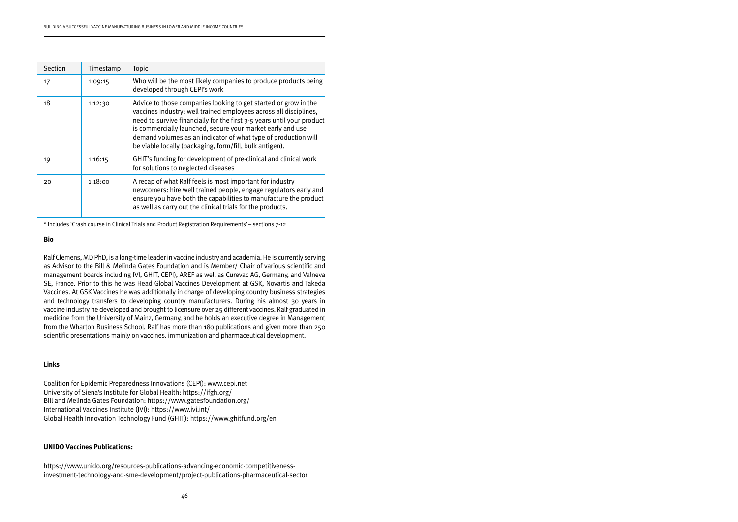| Section | Timestamp | Topic |
| --- | --- | --- |
| 17 | 1:09:15 | Who will be the most likely companies to produce products being developed through CEPI's work |
| 18 | 1:12:30 | Advice to those companies looking to get started or grow in the vaccines industry: well trained employees across all disciplines, need to survive financially for the first 3-5 years until your product is commercially launched, secure your market early and use demand volumes as an indicator of what type of production will be viable locally (packaging, form/fill, bulk antigen). |
| 19 | 1:16:15 | GHIT's funding for development of pre-clinical and clinical work for solutions to neglected diseases |
| 20 | 1:18:00 | A recap of what Ralf feels is most important for industry newcomers: hire well trained people, engage regulators early and ensure you have both the capabilities to manufacture the product as well as carry out the clinical trials for the products. |

* Includes 'Crash course in Clinical Trials and Product Registration Requirements' – sections 7-12

**Bio**

Ralf Clemens, MD PhD, is a long-time leader in vaccine industry and academia. He is currently serving as Advisor to the Bill & Melinda Gates Foundation and is Member/ Chair of various scientific and management boards including IVI, GHIT, CEPI), AREF as well as Curevac AG, Germany, and Valneva SE, France. Prior to this he was Head Global Vaccines Development at GSK, Novartis and Takeda Vaccines. At GSK Vaccines he was additionally in charge of developing country business strategies and technology transfers to developing country manufacturers. During his almost 30 years in vaccine industry he developed and brought to licensure over 25 different vaccines. Ralf graduated in medicine from the University of Mainz, Germany, and he holds an executive degree in Management from the Wharton Business School. Ralf has more than 180 publications and given more than 250 scientific presentations mainly on vaccines, immunization and pharmaceutical development.

**Links**

Coalition for Epidemic Preparedness Innovations (CEPI): www.cepi.net
University of Siena's Institute for Global Health: https://ifgh.org/
Bill and Melinda Gates Foundation: https://www.gatesfoundation.org/
International Vaccines Institute (IVI): https://www.ivi.int/
Global Health Innovation Technology Fund (GHIT): https://www.ghitfund.org/en

**UNIDO Vaccines Publications:**

https://www.unido.org/resources-publications-advancing-economic-competitiveness-investment-technology-and-sme-development/project-publications-pharmaceutical-sector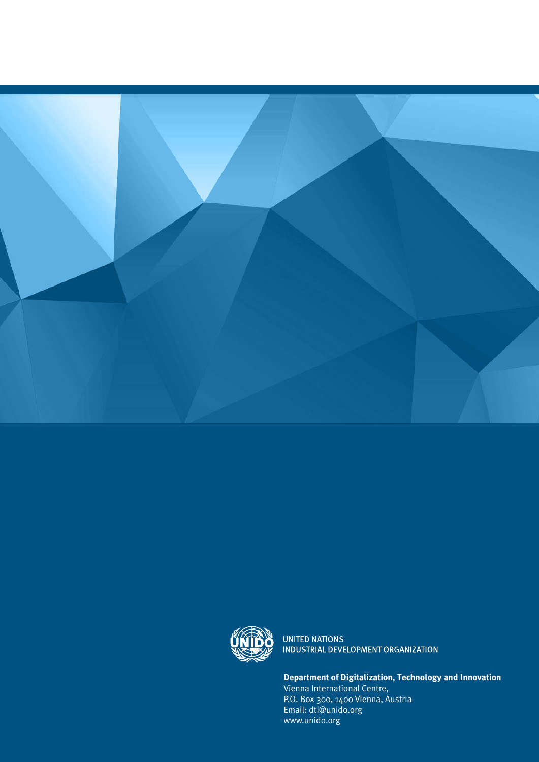UNITED NATIONS
INDUSTRIAL DEVELOPMENT ORGANIZATION

**Department of Digitalization, Technology and Innovation**
Vienna International Centre,
P.O. Box 300, 1400 Vienna, Austria
Email: dti@unido.org
www.unido.org